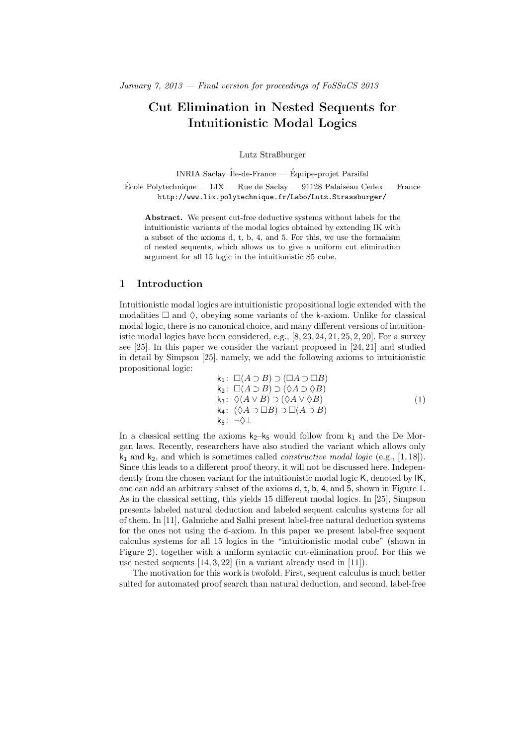*January 7, 2013 — Final version for proceedings of FoSSaCS 2013*

# Cut Elimination in Nested Sequents for Intuitionistic Modal Logics

Lutz Straßburger

INRIA Saclay–Île-de-France — Équipe-projet Parsifal

École Polytechnique — LIX — Rue de Saclay — 91128 Palaiseau Cedex — France

http://www.lix.polytechnique.fr/Labo/Lutz.Strassburger/

**Abstract.** We present cut-free deductive systems without labels for the intuitionistic variants of the modal logics obtained by extending IK with a subset of the axioms d, t, b, 4, and 5. For this, we use the formalism of nested sequents, which allows us to give a uniform cut elimination argument for all 15 logic in the intuitionistic S5 cube.

## 1 Introduction

Intuitionistic modal logics are intuitionistic propositional logic extended with the modalities $\Box$ and $\Diamond$, obeying some variants of the k-axiom. Unlike for classical modal logic, there is no canonical choice, and many different versions of intuitionistic modal logics have been considered, e.g., [8, 23, 24, 21, 25, 2, 20]. For a survey see [25]. In this paper we consider the variant proposed in [24, 21] and studied in detail by Simpson [25], namely, we add the following axioms to intuitionistic propositional logic:

$$
\begin{array}{ll}
\mathsf{k}_1\colon & \Box(A \supset B) \supset (\Box A \supset \Box B) \\
\mathsf{k}_2\colon & \Box(A \supset B) \supset (\Diamond A \supset \Diamond B) \\
\mathsf{k}_3\colon & \Diamond(A \vee B) \supset (\Diamond A \vee \Diamond B) \\
\mathsf{k}_4\colon & (\Diamond A \supset \Box B) \supset \Box(A \supset B) \\
\mathsf{k}_5\colon & \neg\Diamond\bot
\end{array}
\qquad (1)
$$

In a classical setting the axioms $\mathsf{k}_2$–$\mathsf{k}_5$ would follow from $\mathsf{k}_1$ and the De Morgan laws. Recently, researchers have also studied the variant which allows only $\mathsf{k}_1$ and $\mathsf{k}_2$, and which is sometimes called *constructive modal logic* (e.g., [1, 18]). Since this leads to a different proof theory, it will not be discussed here. Independently from the chosen variant for the intuitionistic modal logic K, denoted by IK, one can add an arbitrary subset of the axioms d, t, b, 4, and 5, shown in Figure 1. As in the classical setting, this yields 15 different modal logics. In [25], Simpson presents labeled natural deduction and labeled sequent calculus systems for all of them. In [11], Galmiche and Salhi present label-free natural deduction systems for the ones not using the d-axiom. In this paper we present label-free sequent calculus systems for all 15 logics in the "intuitionistic modal cube" (shown in Figure 2), together with a uniform syntactic cut-elimination proof. For this we use nested sequents [14, 3, 22] (in a variant already used in [11]).

The motivation for this work is twofold. First, sequent calculus is much better suited for automated proof search than natural deduction, and second, label-free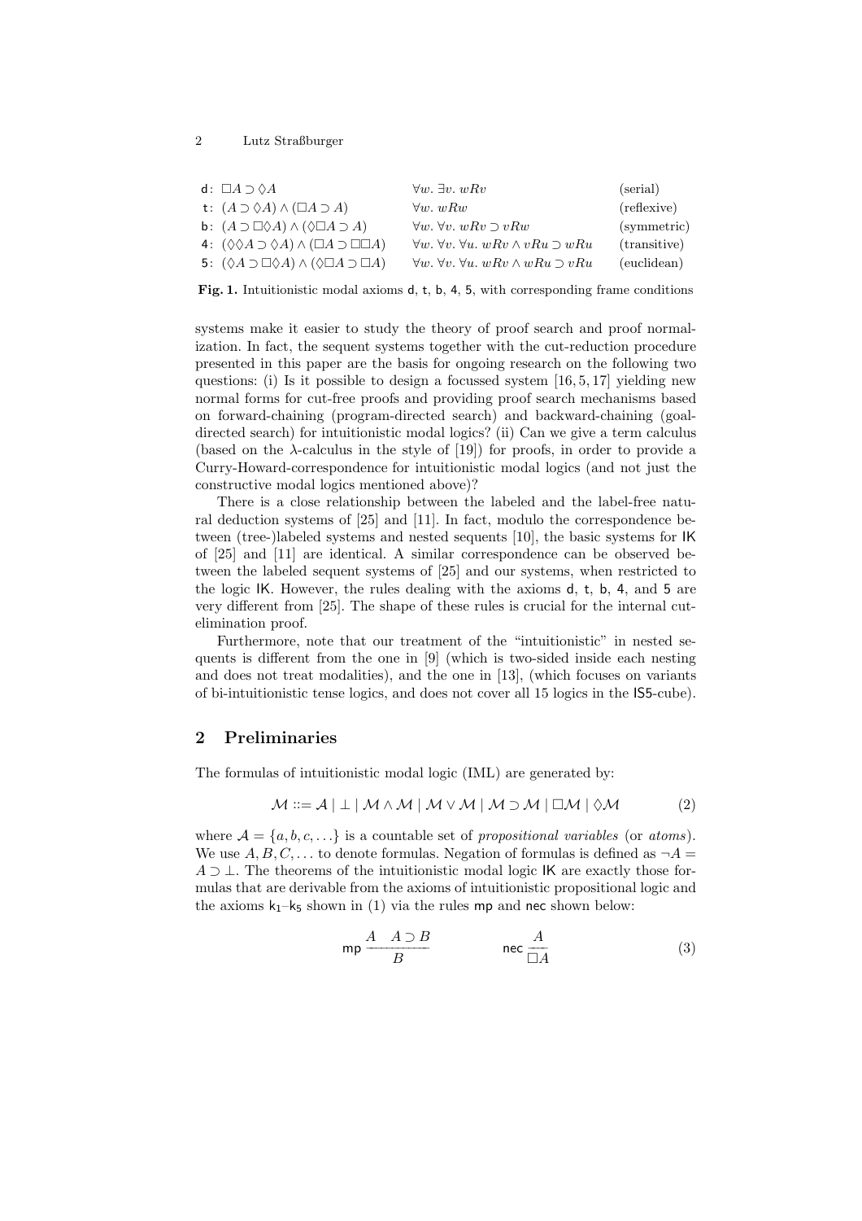| | | |
|---|---|---|
| d: $\Box A \supset \Diamond A$ | $\forall w.\ \exists v.\ wRv$ | (serial) |
| t: $(A \supset \Diamond A) \wedge (\Box A \supset A)$ | $\forall w.\ wRw$ | (reflexive) |
| b: $(A \supset \Box\Diamond A) \wedge (\Diamond\Box A \supset A)$ | $\forall w.\ \forall v.\ wRv \supset vRw$ | (symmetric) |
| 4: $(\Diamond\Diamond A \supset \Diamond A) \wedge (\Box A \supset \Box\Box A)$ | $\forall w.\ \forall v.\ \forall u.\ wRv \wedge vRu \supset wRu$ | (transitive) |
| 5: $(\Diamond A \supset \Box\Diamond A) \wedge (\Diamond\Box A \supset \Box A)$ | $\forall w.\ \forall v.\ \forall u.\ wRv \wedge wRu \supset vRu$ | (euclidean) |

**Fig. 1.** Intuitionistic modal axioms d, t, b, 4, 5, with corresponding frame conditions

systems make it easier to study the theory of proof search and proof normalization. In fact, the sequent systems together with the cut-reduction procedure presented in this paper are the basis for ongoing research on the following two questions: (i) Is it possible to design a focussed system [16, 5, 17] yielding new normal forms for cut-free proofs and providing proof search mechanisms based on forward-chaining (program-directed search) and backward-chaining (goal-directed search) for intuitionistic modal logics? (ii) Can we give a term calculus (based on the λ-calculus in the style of [19]) for proofs, in order to provide a Curry-Howard-correspondence for intuitionistic modal logics (and not just the constructive modal logics mentioned above)?

There is a close relationship between the labeled and the label-free natural deduction systems of [25] and [11]. In fact, modulo the correspondence between (tree-)labeled systems and nested sequents [10], the basic systems for IK of [25] and [11] are identical. A similar correspondence can be observed between the labeled sequent systems of [25] and our systems, when restricted to the logic IK. However, the rules dealing with the axioms d, t, b, 4, and 5 are very different from [25]. The shape of these rules is crucial for the internal cut-elimination proof.

Furthermore, note that our treatment of the "intuitionistic" in nested sequents is different from the one in [9] (which is two-sided inside each nesting and does not treat modalities), and the one in [13], (which focuses on variants of bi-intuitionistic tense logics, and does not cover all 15 logics in the IS5-cube).

## 2 Preliminaries

The formulas of intuitionistic modal logic (IML) are generated by:

$$\mathcal{M} ::= \mathcal{A} \mid \bot \mid \mathcal{M} \wedge \mathcal{M} \mid \mathcal{M} \vee \mathcal{M} \mid \mathcal{M} \supset \mathcal{M} \mid \Box\mathcal{M} \mid \Diamond\mathcal{M} \tag{2}$$

where $\mathcal{A} = \{a, b, c, \ldots\}$ is a countable set of *propositional variables* (or *atoms*). We use $A, B, C, \ldots$ to denote formulas. Negation of formulas is defined as $\neg A = A \supset \bot$. The theorems of the intuitionistic modal logic IK are exactly those formulas that are derivable from the axioms of intuitionistic propositional logic and the axioms $k_1$–$k_5$ shown in (1) via the rules mp and nec shown below:

$$\mathsf{mp}\ \frac{A \quad A \supset B}{B} \qquad\qquad \mathsf{nec}\ \frac{A}{\Box A} \tag{3}$$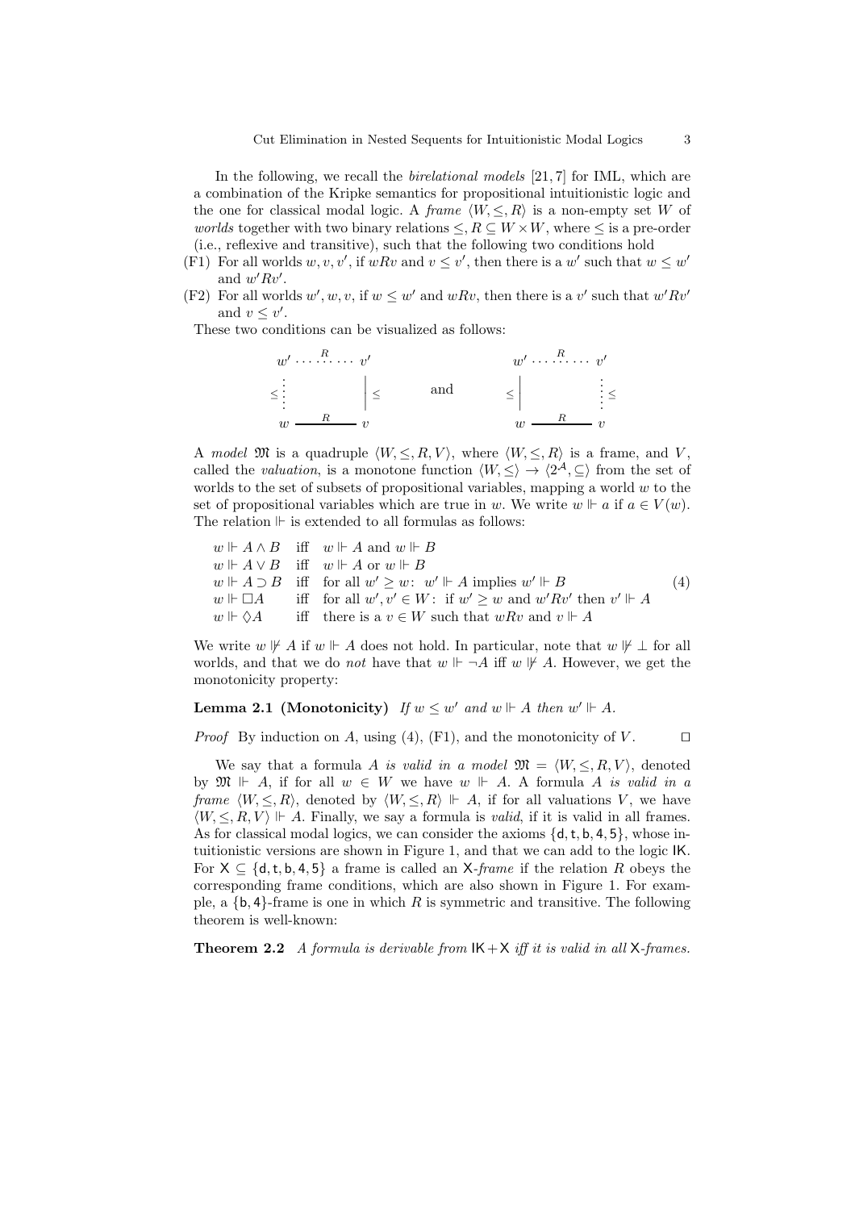In the following, we recall the *birelational models* [21, 7] for IML, which are a combination of the Kripke semantics for propositional intuitionistic logic and the one for classical modal logic. A *frame* $\langle W, \leq, R \rangle$ is a non-empty set $W$ of *worlds* together with two binary relations $\leq, R \subseteq W \times W$, where $\leq$ is a pre-order (i.e., reflexive and transitive), such that the following two conditions hold

(F1) For all worlds $w, v, v'$, if $wRv$ and $v \leq v'$, then there is a $w'$ such that $w \leq w'$ and $w'Rv'$.

(F2) For all worlds $w', w, v$, if $w \leq w'$ and $wRv$, then there is a $v'$ such that $w'Rv'$ and $v \leq v'$.

These two conditions can be visualized as follows:

$$
\begin{array}{ccc}
w' & \overset{R}{\cdots\cdots\cdots} & v' \\
\leq \vdots & & \Big| \leq \\
w & \underset{}{\xrightarrow{\;\;R\;\;}} & v
\end{array}
\qquad \text{and} \qquad
\begin{array}{ccc}
w' & \overset{R}{\cdots\cdots\cdots} & v' \\
\leq \Big| & & \vdots \leq \\
w & \underset{}{\xrightarrow{\;\;R\;\;}} & v
\end{array}
$$

A *model* $\mathfrak{M}$ is a quadruple $\langle W, \leq, R, V \rangle$, where $\langle W, \leq, R \rangle$ is a frame, and $V$, called the *valuation*, is a monotone function $\langle W, \leq \rangle \to \langle 2^{\mathcal{A}}, \subseteq \rangle$ from the set of worlds to the set of subsets of propositional variables, mapping a world $w$ to the set of propositional variables which are true in $w$. We write $w \Vdash a$ if $a \in V(w)$. The relation $\Vdash$ is extended to all formulas as follows:

$$
\begin{array}{lll}
w \Vdash A \wedge B & \text{iff} & w \Vdash A \text{ and } w \Vdash B \\
w \Vdash A \vee B & \text{iff} & w \Vdash A \text{ or } w \Vdash B \\
w \Vdash A \supset B & \text{iff} & \text{for all } w' \geq w\text{: } w' \Vdash A \text{ implies } w' \Vdash B \\
w \Vdash \Box A & \text{iff} & \text{for all } w', v' \in W\text{: if } w' \geq w \text{ and } w'Rv' \text{ then } v' \Vdash A \\
w \Vdash \Diamond A & \text{iff} & \text{there is a } v \in W \text{ such that } wRv \text{ and } v \Vdash A
\end{array}
\tag{4}
$$

We write $w \nVdash A$ if $w \Vdash A$ does not hold. In particular, note that $w \nVdash \bot$ for all worlds, and that we do *not* have that $w \Vdash \neg A$ iff $w \nVdash A$. However, we get the monotonicity property:

**Lemma 2.1 (Monotonicity)** *If $w \leq w'$ and $w \Vdash A$ then $w' \Vdash A$.*

*Proof* By induction on $A$, using (4), (F1), and the monotonicity of $V$. ◻

We say that a formula $A$ *is valid in a model* $\mathfrak{M} = \langle W, \leq, R, V \rangle$, denoted by $\mathfrak{M} \Vdash A$, if for all $w \in W$ we have $w \Vdash A$. A formula $A$ *is valid in a frame* $\langle W, \leq, R \rangle$, denoted by $\langle W, \leq, R \rangle \Vdash A$, if for all valuations $V$, we have $\langle W, \leq, R, V \rangle \Vdash A$. Finally, we say a formula is *valid*, if it is valid in all frames. As for classical modal logics, we can consider the axioms $\{\mathsf{d}, \mathsf{t}, \mathsf{b}, \mathsf{4}, \mathsf{5}\}$, whose intuitionistic versions are shown in Figure 1, and that we can add to the logic $\mathsf{IK}$. For $\mathsf{X} \subseteq \{\mathsf{d}, \mathsf{t}, \mathsf{b}, \mathsf{4}, \mathsf{5}\}$ a frame is called an $\mathsf{X}$-*frame* if the relation $R$ obeys the corresponding frame conditions, which are also shown in Figure 1. For example, a $\{\mathsf{b}, \mathsf{4}\}$-frame is one in which $R$ is symmetric and transitive. The following theorem is well-known:

**Theorem 2.2** *A formula is derivable from $\mathsf{IK}+\mathsf{X}$ iff it is valid in all $\mathsf{X}$-frames.*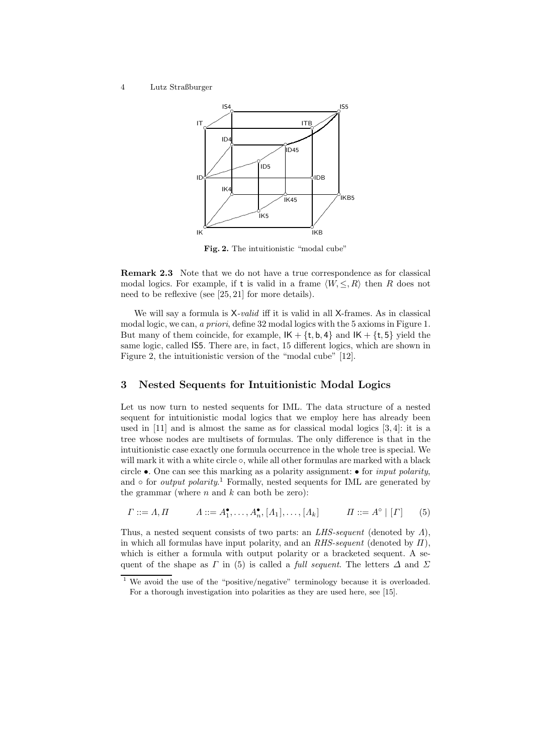Fig. 2. The intuitionistic "modal cube"

**Remark 2.3** Note that we do not have a true correspondence as for classical modal logics. For example, if $\mathsf{t}$ is valid in a frame $\langle W, \leq, R\rangle$ then $R$ does not need to be reflexive (see [25, 21] for more details).

We will say a formula is $\mathsf{X}$*-valid* iff it is valid in all $\mathsf{X}$-frames. As in classical modal logic, we can, *a priori*, define 32 modal logics with the 5 axioms in Figure 1. But many of them coincide, for example, $\mathsf{IK} + \{\mathsf{t}, \mathsf{b}, \mathsf{4}\}$ and $\mathsf{IK} + \{\mathsf{t}, \mathsf{5}\}$ yield the same logic, called $\mathsf{IS5}$. There are, in fact, 15 different logics, which are shown in Figure 2, the intuitionistic version of the "modal cube" [12].

## 3 Nested Sequents for Intuitionistic Modal Logics

Let us now turn to nested sequents for IML. The data structure of a nested sequent for intuitionistic modal logics that we employ here has already been used in [11] and is almost the same as for classical modal logics [3, 4]: it is a tree whose nodes are multisets of formulas. The only difference is that in the intuitionistic case exactly one formula occurrence in the whole tree is special. We will mark it with a white circle $\circ$, while all other formulas are marked with a black circle $\bullet$. One can see this marking as a polarity assignment: $\bullet$ for *input polarity*, and $\circ$ for *output polarity*.[1] Formally, nested sequents for IML are generated by the grammar (where $n$ and $k$ can both be zero):

$$\Gamma ::= \Lambda, \Pi \qquad \Lambda ::= A_1^\bullet, \ldots, A_n^\bullet, [\Lambda_1], \ldots, [\Lambda_k] \qquad \Pi ::= A^\circ \mid [\Gamma] \tag{5}$$

Thus, a nested sequent consists of two parts: an *LHS-sequent* (denoted by $\Lambda$), in which all formulas have input polarity, and an *RHS-sequent* (denoted by $\Pi$), which is either a formula with output polarity or a bracketed sequent. A sequent of the shape as $\Gamma$ in (5) is called a *full sequent*. The letters $\Delta$ and $\Sigma$

[1] We avoid the use of the "positive/negative" terminology because it is overloaded. For a thorough investigation into polarities as they are used here, see [15].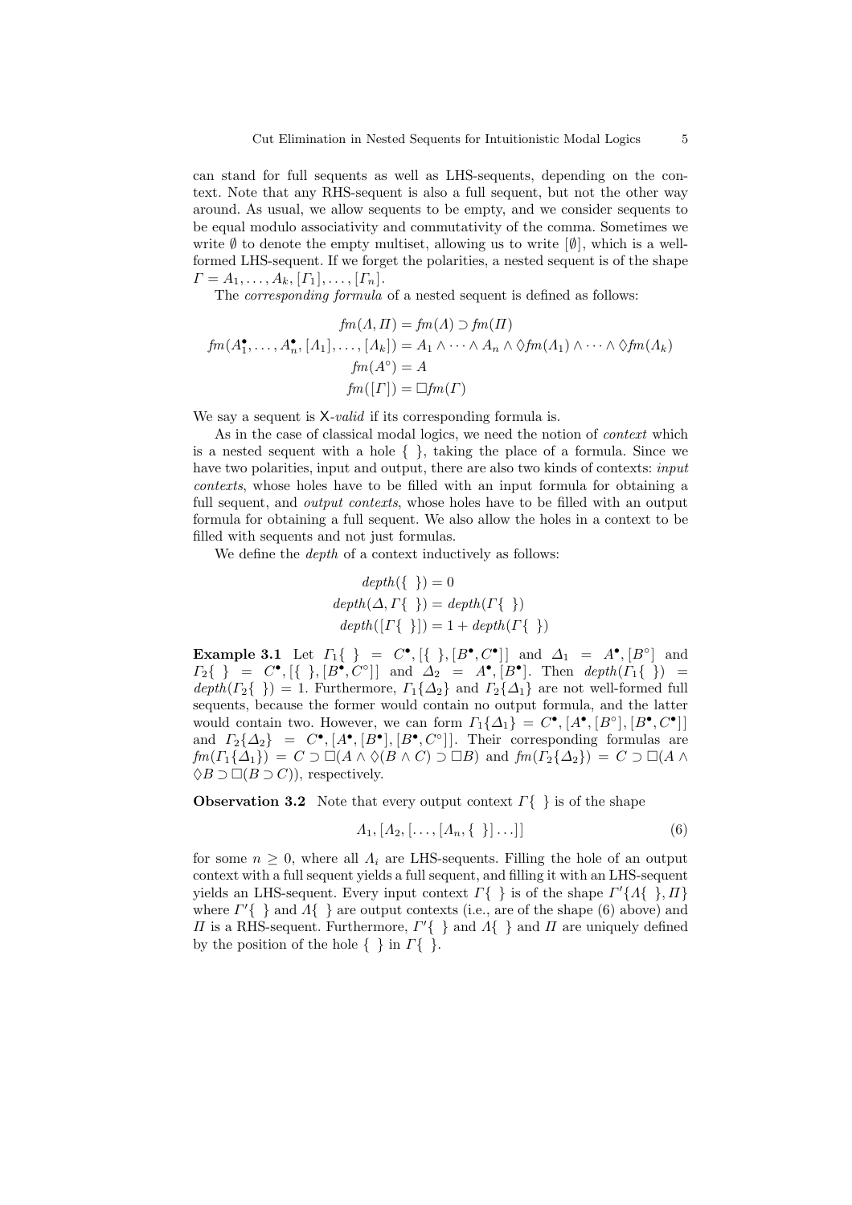can stand for full sequents as well as LHS-sequents, depending on the context. Note that any RHS-sequent is also a full sequent, but not the other way around. As usual, we allow sequents to be empty, and we consider sequents to be equal modulo associativity and commutativity of the comma. Sometimes we write $\emptyset$ to denote the empty multiset, allowing us to write $[\emptyset]$, which is a well-formed LHS-sequent. If we forget the polarities, a nested sequent is of the shape $\Gamma = A_1, \ldots, A_k, [\Gamma_1], \ldots, [\Gamma_n]$.

The *corresponding formula* of a nested sequent is defined as follows:

$$
\begin{aligned}
fm(\Lambda, \Pi) &= fm(\Lambda) \supset fm(\Pi) \\
fm(A_1^\bullet, \ldots, A_n^\bullet, [\Lambda_1], \ldots, [\Lambda_k]) &= A_1 \wedge \cdots \wedge A_n \wedge \Diamond fm(\Lambda_1) \wedge \cdots \wedge \Diamond fm(\Lambda_k) \\
fm(A^\circ) &= A \\
fm([\Gamma]) &= \Box fm(\Gamma)
\end{aligned}
$$

We say a sequent is $\mathsf{X}$-*valid* if its corresponding formula is.

As in the case of classical modal logics, we need the notion of *context* which is a nested sequent with a hole $\{\ \}$, taking the place of a formula. Since we have two polarities, input and output, there are also two kinds of contexts: *input contexts*, whose holes have to be filled with an input formula for obtaining a full sequent, and *output contexts*, whose holes have to be filled with an output formula for obtaining a full sequent. We also allow the holes in a context to be filled with sequents and not just formulas.

We define the *depth* of a context inductively as follows:

$$
\begin{aligned}
depth(\{\ \}) &= 0 \\
depth(\Delta, \Gamma\{\ \}) &= depth(\Gamma\{\ \}) \\
depth([\Gamma\{\ \}]) &= 1 + depth(\Gamma\{\ \})
\end{aligned}
$$

**Example 3.1** Let $\Gamma_1\{\ \} = C^\bullet, [\{\ \}, [B^\bullet, C^\bullet]]$ and $\Delta_1 = A^\bullet, [B^\circ]$ and $\Gamma_2\{\ \} = C^\bullet, [\{\ \}, [B^\bullet, C^\circ]]$ and $\Delta_2 = A^\bullet, [B^\bullet]$. Then $depth(\Gamma_1\{\ \}) = depth(\Gamma_2\{\ \}) = 1$. Furthermore, $\Gamma_1\{\Delta_2\}$ and $\Gamma_2\{\Delta_1\}$ are not well-formed full sequents, because the former would contain no output formula, and the latter would contain two. However, we can form $\Gamma_1\{\Delta_1\} = C^\bullet, [A^\bullet, [B^\circ], [B^\bullet, C^\bullet]]$ and $\Gamma_2\{\Delta_2\} = C^\bullet, [A^\bullet, [B^\bullet], [B^\bullet, C^\circ]]$. Their corresponding formulas are $fm(\Gamma_1\{\Delta_1\}) = C \supset \Box(A \wedge \Diamond(B \wedge C) \supset \Box B)$ and $fm(\Gamma_2\{\Delta_2\}) = C \supset \Box(A \wedge \Diamond B \supset \Box(B \supset C))$, respectively.

**Observation 3.2** Note that every output context $\Gamma\{\ \}$ is of the shape

$$
\Lambda_1, [\Lambda_2, [\ldots, [\Lambda_n, \{\ \}] \ldots]] \tag{6}
$$

for some $n \geq 0$, where all $\Lambda_i$ are LHS-sequents. Filling the hole of an output context with a full sequent yields a full sequent, and filling it with an LHS-sequent yields an LHS-sequent. Every input context $\Gamma\{\ \}$ is of the shape $\Gamma'\{\Lambda\{\ \}, \Pi\}$ where $\Gamma'\{\ \}$ and $\Lambda\{\ \}$ are output contexts (i.e., are of the shape (6) above) and $\Pi$ is a RHS-sequent. Furthermore, $\Gamma'\{\ \}$ and $\Lambda\{\ \}$ and $\Pi$ are uniquely defined by the position of the hole $\{\ \}$ in $\Gamma\{\ \}$.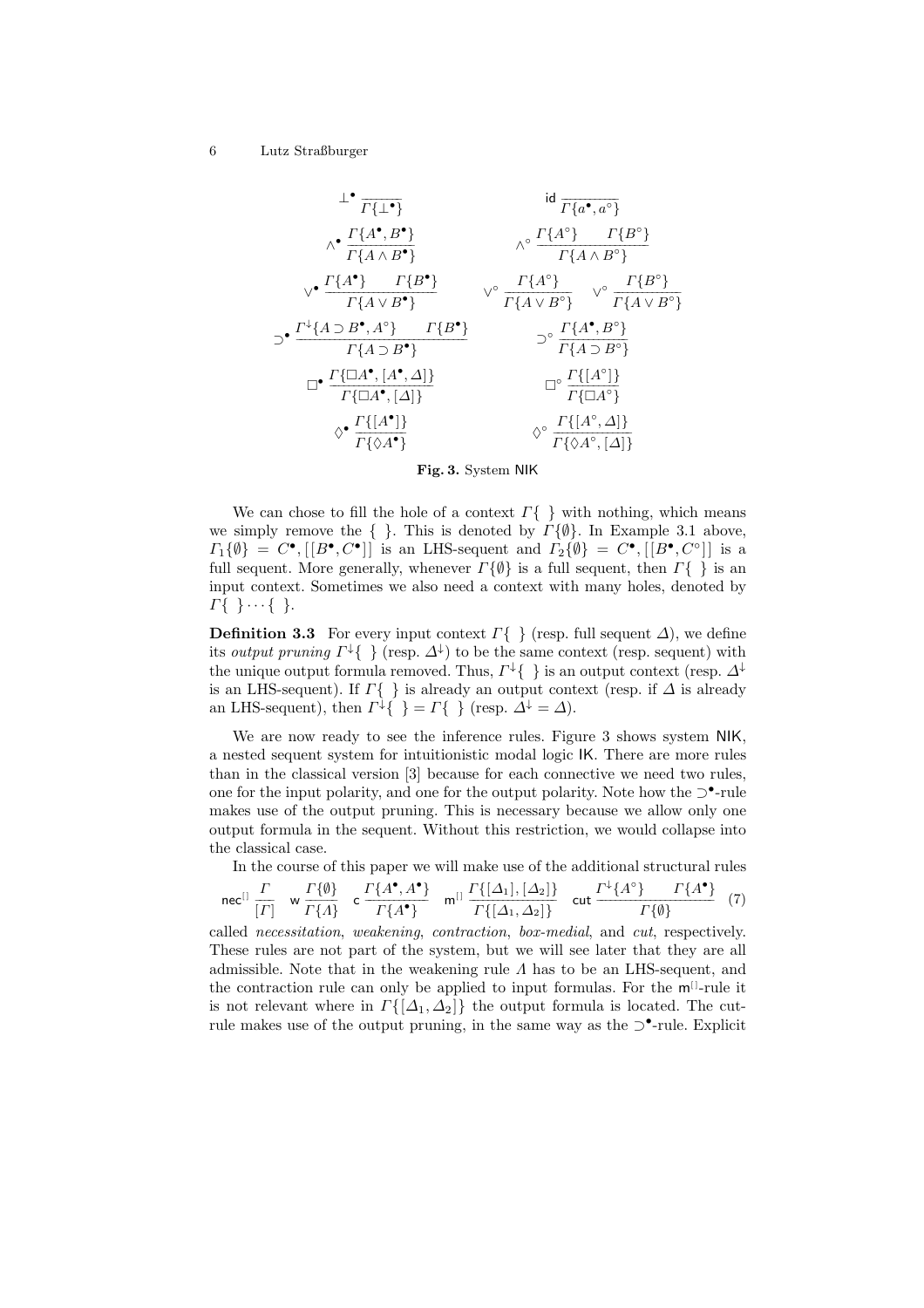$$
\bot^\bullet \frac{}{\Gamma\{\bot^\bullet\}} \qquad \mathsf{id} \frac{}{\Gamma\{a^\bullet, a^\circ\}}
$$

$$
\wedge^\bullet \frac{\Gamma\{A^\bullet, B^\bullet\}}{\Gamma\{A \wedge B^\bullet\}} \qquad \wedge^\circ \frac{\Gamma\{A^\circ\} \quad \Gamma\{B^\circ\}}{\Gamma\{A \wedge B^\circ\}}
$$

$$
\vee^\bullet \frac{\Gamma\{A^\bullet\} \quad \Gamma\{B^\bullet\}}{\Gamma\{A \vee B^\bullet\}} \qquad \vee^\circ \frac{\Gamma\{A^\circ\}}{\Gamma\{A \vee B^\circ\}} \quad \vee^\circ \frac{\Gamma\{B^\circ\}}{\Gamma\{A \vee B^\circ\}}
$$

$$
\supset^\bullet \frac{\Gamma^\downarrow\{A \supset B^\bullet, A^\circ\} \quad \Gamma\{B^\bullet\}}{\Gamma\{A \supset B^\bullet\}} \qquad \supset^\circ \frac{\Gamma\{A^\bullet, B^\circ\}}{\Gamma\{A \supset B^\circ\}}
$$

$$
\Box^\bullet \frac{\Gamma\{\Box A^\bullet, [A^\bullet, \Delta]\}}{\Gamma\{\Box A^\bullet, [\Delta]\}} \qquad \Box^\circ \frac{\Gamma\{[A^\circ]\}}{\Gamma\{\Box A^\circ\}}
$$

$$
\Diamond^\bullet \frac{\Gamma\{[A^\bullet]\}}{\Gamma\{\Diamond A^\bullet\}} \qquad \Diamond^\circ \frac{\Gamma\{[A^\circ, \Delta]\}}{\Gamma\{\Diamond A^\circ, [\Delta]\}}
$$

**Fig. 3.** System NIK

We can chose to fill the hole of a context $\Gamma\{\ \}$ with nothing, which means we simply remove the $\{\ \}$. This is denoted by $\Gamma\{\emptyset\}$. In Example 3.1 above, $\Gamma_1\{\emptyset\} = C^\bullet, [[B^\bullet, C^\bullet]]$ is an LHS-sequent and $\Gamma_2\{\emptyset\} = C^\bullet, [[B^\bullet, C^\circ]]$ is a full sequent. More generally, whenever $\Gamma\{\emptyset\}$ is a full sequent, then $\Gamma\{\ \}$ is an input context. Sometimes we also need a context with many holes, denoted by $\Gamma\{\ \}\cdots\{\ \}$.

**Definition 3.3** For every input context $\Gamma\{\ \}$ (resp. full sequent $\Delta$), we define its *output pruning* $\Gamma^\downarrow\{\ \}$ (resp. $\Delta^\downarrow$) to be the same context (resp. sequent) with the unique output formula removed. Thus, $\Gamma^\downarrow\{\ \}$ is an output context (resp. $\Delta^\downarrow$ is an LHS-sequent). If $\Gamma\{\ \}$ is already an output context (resp. if $\Delta$ is already an LHS-sequent), then $\Gamma^\downarrow\{\ \} = \Gamma\{\ \}$ (resp. $\Delta^\downarrow = \Delta$).

We are now ready to see the inference rules. Figure 3 shows system NIK, a nested sequent system for intuitionistic modal logic IK. There are more rules than in the classical version [3] because for each connective we need two rules, one for the input polarity, and one for the output polarity. Note how the $\supset^\bullet$-rule makes use of the output pruning. This is necessary because we allow only one output formula in the sequent. Without this restriction, we would collapse into the classical case.

In the course of this paper we will make use of the additional structural rules

$$
\mathsf{nec}^{[]} \frac{\Gamma}{[\Gamma]} \quad \mathsf{w} \frac{\Gamma\{\emptyset\}}{\Gamma\{\Lambda\}} \quad \mathsf{c} \frac{\Gamma\{A^\bullet, A^\bullet\}}{\Gamma\{A^\bullet\}} \quad \mathsf{m}^{[]} \frac{\Gamma\{[\Delta_1], [\Delta_2]\}}{\Gamma\{[\Delta_1, \Delta_2]\}} \quad \mathsf{cut} \frac{\Gamma^\downarrow\{A^\circ\} \quad \Gamma\{A^\bullet\}}{\Gamma\{\emptyset\}} \tag{7}
$$

called *necessitation*, *weakening*, *contraction*, *box-medial*, and *cut*, respectively. These rules are not part of the system, but we will see later that they are all admissible. Note that in the weakening rule $\Lambda$ has to be an LHS-sequent, and the contraction rule can only be applied to input formulas. For the $\mathsf{m}^{[]}$-rule it is not relevant where in $\Gamma\{[\Delta_1, \Delta_2]\}$ the output formula is located. The cut-rule makes use of the output pruning, in the same way as the $\supset^\bullet$-rule. Explicit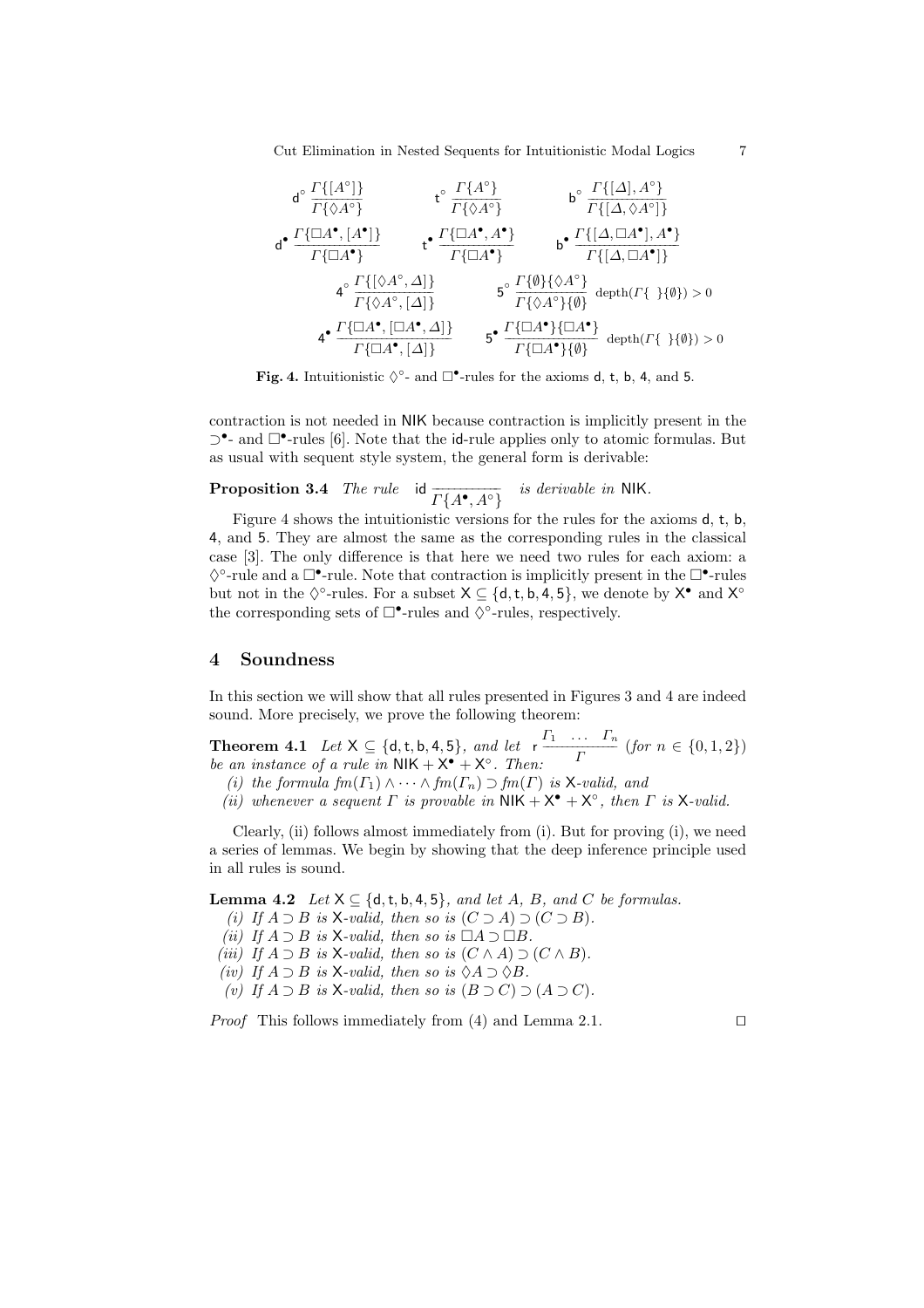$$\mathsf{d}^\circ\ \frac{\Gamma\{[A^\circ]\}}{\Gamma\{\Diamond A^\circ\}} \qquad \mathsf{t}^\circ\ \frac{\Gamma\{A^\circ\}}{\Gamma\{\Diamond A^\circ\}} \qquad \mathsf{b}^\circ\ \frac{\Gamma\{[\Delta], A^\circ\}}{\Gamma\{[\Delta, \Diamond A^\circ]\}}$$

$$\mathsf{d}^\bullet\ \frac{\Gamma\{\Box A^\bullet, [A^\bullet]\}}{\Gamma\{\Box A^\bullet\}} \qquad \mathsf{t}^\bullet\ \frac{\Gamma\{\Box A^\bullet, A^\bullet\}}{\Gamma\{\Box A^\bullet\}} \qquad \mathsf{b}^\bullet\ \frac{\Gamma\{[\Delta, \Box A^\bullet], A^\bullet\}}{\Gamma\{[\Delta, \Box A^\bullet]\}}$$

$$\mathsf{4}^\circ\ \frac{\Gamma\{[\Diamond A^\circ, \Delta]\}}{\Gamma\{\Diamond A^\circ, [\Delta]\}} \qquad \mathsf{5}^\circ\ \frac{\Gamma\{\emptyset\}\{\Diamond A^\circ\}}{\Gamma\{\Diamond A^\circ\}\{\emptyset\}}\ \text{depth}(\Gamma\{\ \}\{\emptyset\}) > 0$$

$$\mathsf{4}^\bullet\ \frac{\Gamma\{\Box A^\bullet, [\Box A^\bullet, \Delta]\}}{\Gamma\{\Box A^\bullet, [\Delta]\}} \qquad \mathsf{5}^\bullet\ \frac{\Gamma\{\Box A^\bullet\}\{\Box A^\bullet\}}{\Gamma\{\Box A^\bullet\}\{\emptyset\}}\ \text{depth}(\Gamma\{\ \}\{\emptyset\}) > 0$$

**Fig. 4.** Intuitionistic $\Diamond^\circ$- and $\Box^\bullet$-rules for the axioms d, t, b, 4, and 5.

contraction is not needed in NIK because contraction is implicitly present in the $\supset^\bullet$- and $\Box^\bullet$-rules [6]. Note that the id-rule applies only to atomic formulas. But as usual with sequent style system, the general form is derivable:

**Proposition 3.4** *The rule* $\mathsf{id}\ \dfrac{}{\Gamma\{A^\bullet, A^\circ\}}$ *is derivable in* NIK.

Figure 4 shows the intuitionistic versions for the rules for the axioms d, t, b, 4, and 5. They are almost the same as the corresponding rules in the classical case [3]. The only difference is that here we need two rules for each axiom: a $\Diamond^\circ$-rule and a $\Box^\bullet$-rule. Note that contraction is implicitly present in the $\Box^\bullet$-rules but not in the $\Diamond^\circ$-rules. For a subset $\mathsf{X} \subseteq \{\mathsf{d}, \mathsf{t}, \mathsf{b}, \mathsf{4}, \mathsf{5}\}$, we denote by $\mathsf{X}^\bullet$ and $\mathsf{X}^\circ$ the corresponding sets of $\Box^\bullet$-rules and $\Diamond^\circ$-rules, respectively.

## 4 Soundness

In this section we will show that all rules presented in Figures 3 and 4 are indeed sound. More precisely, we prove the following theorem:

**Theorem 4.1** *Let* $\mathsf{X} \subseteq \{\mathsf{d}, \mathsf{t}, \mathsf{b}, \mathsf{4}, \mathsf{5}\}$*, and let* $\mathsf{r}\ \dfrac{\Gamma_1 \quad \dots \quad \Gamma_n}{\Gamma}$ *(for* $n \in \{0, 1, 2\}$*) be an instance of a rule in* $\mathsf{NIK} + \mathsf{X}^\bullet + \mathsf{X}^\circ$*. Then:*

*(i) the formula* $fm(\Gamma_1) \wedge \cdots \wedge fm(\Gamma_n) \supset fm(\Gamma)$ *is* X*-valid, and*

*(ii) whenever a sequent* $\Gamma$ *is provable in* $\mathsf{NIK} + \mathsf{X}^\bullet + \mathsf{X}^\circ$*, then* $\Gamma$ *is* X*-valid.*

Clearly, (ii) follows almost immediately from (i). But for proving (i), we need a series of lemmas. We begin by showing that the deep inference principle used in all rules is sound.

**Lemma 4.2** *Let* $\mathsf{X} \subseteq \{\mathsf{d}, \mathsf{t}, \mathsf{b}, \mathsf{4}, \mathsf{5}\}$*, and let* $A$*,* $B$*, and* $C$ *be formulas.*

*(i) If* $A \supset B$ *is* X*-valid, then so is* $(C \supset A) \supset (C \supset B)$*.*

*(ii) If* $A \supset B$ *is* X*-valid, then so is* $\Box A \supset \Box B$*.*

*(iii) If* $A \supset B$ *is* X*-valid, then so is* $(C \wedge A) \supset (C \wedge B)$*.*

*(iv) If* $A \supset B$ *is* X*-valid, then so is* $\Diamond A \supset \Diamond B$*.*

*(v) If* $A \supset B$ *is* X*-valid, then so is* $(B \supset C) \supset (A \supset C)$*.*

*Proof* This follows immediately from (4) and Lemma 2.1. ◻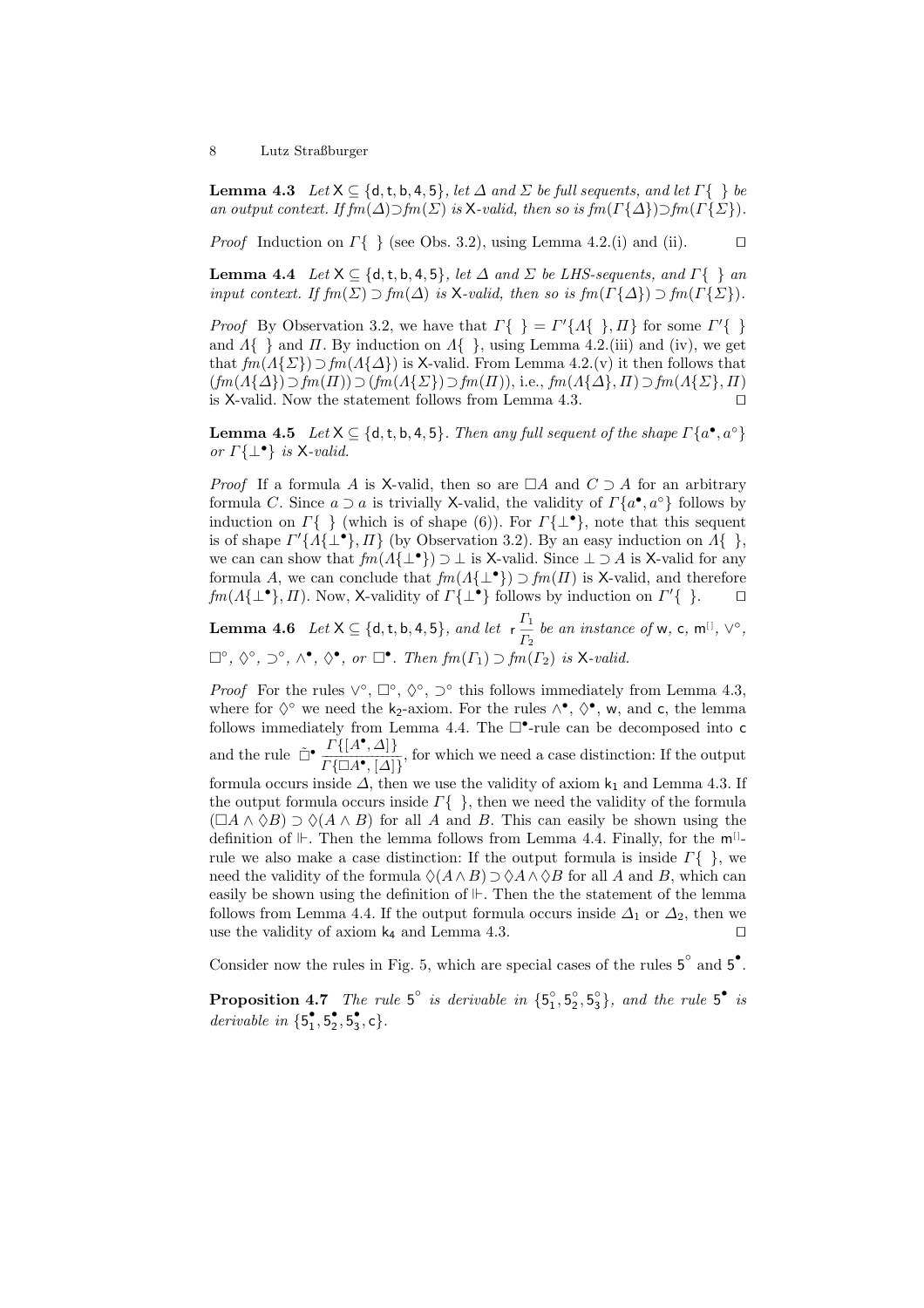**Lemma 4.3** *Let* $\mathsf{X} \subseteq \{\mathsf{d}, \mathsf{t}, \mathsf{b}, \mathsf{4}, \mathsf{5}\}$*, let* $\Delta$ *and* $\Sigma$ *be full sequents, and let* $\Gamma\{\ \}$ *be an output context. If* $fm(\Delta) \supset fm(\Sigma)$ *is* $\mathsf{X}$*-valid, then so is* $fm(\Gamma\{\Delta\}) \supset fm(\Gamma\{\Sigma\})$*.*

*Proof* Induction on $\Gamma\{\ \}$ (see Obs. 3.2), using Lemma 4.2.(i) and (ii). ◻

**Lemma 4.4** *Let* $\mathsf{X} \subseteq \{\mathsf{d}, \mathsf{t}, \mathsf{b}, \mathsf{4}, \mathsf{5}\}$*, let* $\Delta$ *and* $\Sigma$ *be LHS-sequents, and* $\Gamma\{\ \}$ *an input context. If* $fm(\Sigma) \supset fm(\Delta)$ *is* $\mathsf{X}$*-valid, then so is* $fm(\Gamma\{\Delta\}) \supset fm(\Gamma\{\Sigma\})$*.*

*Proof* By Observation 3.2, we have that $\Gamma\{\ \} = \Gamma'\{\Lambda\{\ \}, \Pi\}$ for some $\Gamma'\{\ \}$ and $\Lambda\{\ \}$ and $\Pi$. By induction on $\Lambda\{\ \}$, using Lemma 4.2.(iii) and (iv), we get that $fm(\Lambda\{\Sigma\}) \supset fm(\Lambda\{\Delta\})$ is $\mathsf{X}$-valid. From Lemma 4.2.(v) it then follows that $(fm(\Lambda\{\Delta\}) \supset fm(\Pi)) \supset (fm(\Lambda\{\Sigma\}) \supset fm(\Pi))$, i.e., $fm(\Lambda\{\Delta\}, \Pi) \supset fm(\Lambda\{\Sigma\}, \Pi)$ is $\mathsf{X}$-valid. Now the statement follows from Lemma 4.3. ◻

**Lemma 4.5** *Let* $\mathsf{X} \subseteq \{\mathsf{d}, \mathsf{t}, \mathsf{b}, \mathsf{4}, \mathsf{5}\}$*. Then any full sequent of the shape* $\Gamma\{a^\bullet, a^\circ\}$ *or* $\Gamma\{\bot^\bullet\}$ *is* $\mathsf{X}$*-valid.*

*Proof* If a formula $A$ is $\mathsf{X}$-valid, then so are $\Box A$ and $C \supset A$ for an arbitrary formula $C$. Since $a \supset a$ is trivially $\mathsf{X}$-valid, the validity of $\Gamma\{a^\bullet, a^\circ\}$ follows by induction on $\Gamma\{\ \}$ (which is of shape (6)). For $\Gamma\{\bot^\bullet\}$, note that this sequent is of shape $\Gamma'\{\Lambda\{\bot^\bullet\}, \Pi\}$ (by Observation 3.2). By an easy induction on $\Lambda\{\ \}$, we can can show that $fm(\Lambda\{\bot^\bullet\}) \supset \bot$ is $\mathsf{X}$-valid. Since $\bot \supset A$ is $\mathsf{X}$-valid for any formula $A$, we can conclude that $fm(\Lambda\{\bot^\bullet\}) \supset fm(\Pi)$ is $\mathsf{X}$-valid, and therefore $fm(\Lambda\{\bot^\bullet\}, \Pi)$. Now, $\mathsf{X}$-validity of $\Gamma\{\bot^\bullet\}$ follows by induction on $\Gamma'\{\ \}$. ◻

**Lemma 4.6** *Let* $\mathsf{X} \subseteq \{\mathsf{d}, \mathsf{t}, \mathsf{b}, \mathsf{4}, \mathsf{5}\}$*, and let* $\mathsf{r}\,\dfrac{\Gamma_1}{\Gamma_2}$ *be an instance of* $\mathsf{w}$*,* $\mathsf{c}$*,* $\mathsf{m}^{[]}$*,* $\vee^\circ$*,* $\Box^\circ$*,* $\Diamond^\circ$*,* $\supset^\circ$*,* $\wedge^\bullet$*,* $\Diamond^\bullet$*, or* $\Box^\bullet$*. Then* $fm(\Gamma_1) \supset fm(\Gamma_2)$ *is* $\mathsf{X}$*-valid.*

*Proof* For the rules $\vee^\circ$, $\Box^\circ$, $\Diamond^\circ$, $\supset^\circ$ this follows immediately from Lemma 4.3, where for $\Diamond^\circ$ we need the $\mathsf{k}_2$-axiom. For the rules $\wedge^\bullet$, $\Diamond^\bullet$, $\mathsf{w}$, and $\mathsf{c}$, the lemma follows immediately from Lemma 4.4. The $\Box^\bullet$-rule can be decomposed into $\mathsf{c}$ and the rule $\tilde{\Box}^\bullet\,\dfrac{\Gamma\{[A^\bullet, \Delta]\}}{\Gamma\{\Box A^\bullet, [\Delta]\}}$, for which we need a case distinction: If the output formula occurs inside $\Delta$, then we use the validity of axiom $\mathsf{k}_1$ and Lemma 4.3. If the output formula occurs inside $\Gamma\{\ \}$, then we need the validity of the formula $(\Box A \wedge \Diamond B) \supset \Diamond(A \wedge B)$ for all $A$ and $B$. This can easily be shown using the definition of $\Vdash$. Then the lemma follows from Lemma 4.4. Finally, for the $\mathsf{m}^{[]}$-rule we also make a case distinction: If the output formula is inside $\Gamma\{\ \}$, we need the validity of the formula $\Diamond(A \wedge B) \supset \Diamond A \wedge \Diamond B$ for all $A$ and $B$, which can easily be shown using the definition of $\Vdash$. Then the the statement of the lemma follows from Lemma 4.4. If the output formula occurs inside $\Delta_1$ or $\Delta_2$, then we use the validity of axiom $\mathsf{k}_4$ and Lemma 4.3. ◻

Consider now the rules in Fig. 5, which are special cases of the rules $\mathsf{5}^\circ$ and $\mathsf{5}^\bullet$.

**Proposition 4.7** *The rule* $\mathsf{5}^\circ$ *is derivable in* $\{\mathsf{5}_1^\circ, \mathsf{5}_2^\circ, \mathsf{5}_3^\circ\}$*, and the rule* $\mathsf{5}^\bullet$ *is derivable in* $\{\mathsf{5}_1^\bullet, \mathsf{5}_2^\bullet, \mathsf{5}_3^\bullet, \mathsf{c}\}$*.*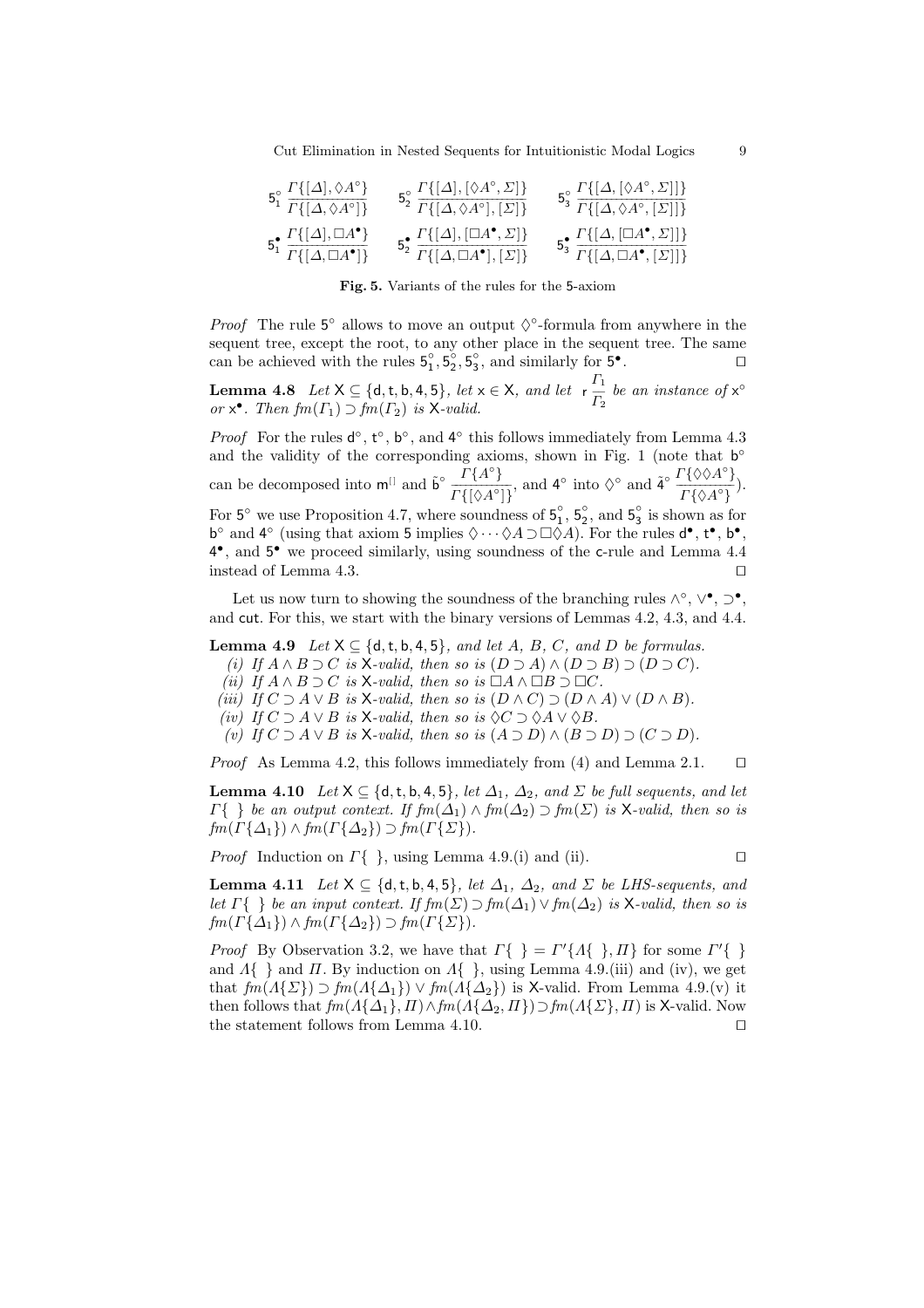$$\mathsf{5}_1^\circ\ \frac{\Gamma\{[\Delta],\Diamond A^\circ\}}{\Gamma\{[\Delta,\Diamond A^\circ]\}} \qquad \mathsf{5}_2^\circ\ \frac{\Gamma\{[\Delta],[\Diamond A^\circ,\Sigma]\}}{\Gamma\{[\Delta,\Diamond A^\circ],[\Sigma]\}} \qquad \mathsf{5}_3^\circ\ \frac{\Gamma\{[\Delta,[\Diamond A^\circ,\Sigma]]\}}{\Gamma\{[\Delta,\Diamond A^\circ,[\Sigma]]\}}$$

$$\mathsf{5}_1^\bullet\ \frac{\Gamma\{[\Delta],\Box A^\bullet\}}{\Gamma\{[\Delta,\Box A^\bullet]\}} \qquad \mathsf{5}_2^\bullet\ \frac{\Gamma\{[\Delta],[\Box A^\bullet,\Sigma]\}}{\Gamma\{[\Delta,\Box A^\bullet],[\Sigma]\}} \qquad \mathsf{5}_3^\bullet\ \frac{\Gamma\{[\Delta,[\Box A^\bullet,\Sigma]]\}}{\Gamma\{[\Delta,\Box A^\bullet,[\Sigma]]\}}$$

**Fig. 5.** Variants of the rules for the 5-axiom

*Proof* The rule $\mathsf{5}^\circ$ allows to move an output $\Diamond^\circ$-formula from anywhere in the sequent tree, except the root, to any other place in the sequent tree. The same can be achieved with the rules $\mathsf{5}_1^\circ, \mathsf{5}_2^\circ, \mathsf{5}_3^\circ$, and similarly for $\mathsf{5}^\bullet$. ◻

**Lemma 4.8** *Let* $\mathsf{X} \subseteq \{\mathsf{d},\mathsf{t},\mathsf{b},\mathsf{4},\mathsf{5}\}$, *let* $\mathsf{x} \in \mathsf{X}$, *and let* $\mathsf{r}\,\dfrac{\Gamma_1}{\Gamma_2}$ *be an instance of* $\mathsf{x}^\circ$ *or* $\mathsf{x}^\bullet$. *Then* $\mathit{fm}(\Gamma_1) \supset \mathit{fm}(\Gamma_2)$ *is* $\mathsf{X}$*-valid.*

*Proof* For the rules $\mathsf{d}^\circ$, $\mathsf{t}^\circ$, $\mathsf{b}^\circ$, and $\mathsf{4}^\circ$ this follows immediately from Lemma 4.3 and the validity of the corresponding axioms, shown in Fig. 1 (note that $\mathsf{b}^\circ$ can be decomposed into $\mathsf{m}^{[]}$ and $\tilde{\mathsf{b}}^\circ\ \dfrac{\Gamma\{A^\circ\}}{\Gamma\{[\Diamond A^\circ]\}}$, and $\mathsf{4}^\circ$ into $\Diamond^\circ$ and $\tilde{\mathsf{4}}^\circ\ \dfrac{\Gamma\{\Diamond\Diamond A^\circ\}}{\Gamma\{\Diamond A^\circ\}}$). For $\mathsf{5}^\circ$ we use Proposition 4.7, where soundness of $\mathsf{5}_1^\circ$, $\mathsf{5}_2^\circ$, and $\mathsf{5}_3^\circ$ is shown as for $\mathsf{b}^\circ$ and $\mathsf{4}^\circ$ (using that axiom 5 implies $\Diamond\cdots\Diamond A \supset \Box\Diamond A$). For the rules $\mathsf{d}^\bullet$, $\mathsf{t}^\bullet$, $\mathsf{b}^\bullet$, $\mathsf{4}^\bullet$, and $\mathsf{5}^\bullet$ we proceed similarly, using soundness of the $\mathsf{c}$-rule and Lemma 4.4 instead of Lemma 4.3. ◻

Let us now turn to showing the soundness of the branching rules $\wedge^\circ$, $\vee^\bullet$, $\supset^\bullet$, and $\mathsf{cut}$. For this, we start with the binary versions of Lemmas 4.2, 4.3, and 4.4.

**Lemma 4.9** *Let* $\mathsf{X} \subseteq \{\mathsf{d},\mathsf{t},\mathsf{b},\mathsf{4},\mathsf{5}\}$, *and let* $A$, $B$, $C$, *and* $D$ *be formulas.*

*(i) If* $A \wedge B \supset C$ *is* $\mathsf{X}$*-valid, then so is* $(D \supset A) \wedge (D \supset B) \supset (D \supset C)$.
*(ii) If* $A \wedge B \supset C$ *is* $\mathsf{X}$*-valid, then so is* $\Box A \wedge \Box B \supset \Box C$.
*(iii) If* $C \supset A \vee B$ *is* $\mathsf{X}$*-valid, then so is* $(D \wedge C) \supset (D \wedge A) \vee (D \wedge B)$.
*(iv) If* $C \supset A \vee B$ *is* $\mathsf{X}$*-valid, then so is* $\Diamond C \supset \Diamond A \vee \Diamond B$.
*(v) If* $C \supset A \vee B$ *is* $\mathsf{X}$*-valid, then so is* $(A \supset D) \wedge (B \supset D) \supset (C \supset D)$.

*Proof* As Lemma 4.2, this follows immediately from (4) and Lemma 2.1. ◻

**Lemma 4.10** *Let* $\mathsf{X} \subseteq \{\mathsf{d},\mathsf{t},\mathsf{b},\mathsf{4},\mathsf{5}\}$, *let* $\Delta_1$, $\Delta_2$, *and* $\Sigma$ *be full sequents, and let* $\Gamma\{\ \}$ *be an output context. If* $\mathit{fm}(\Delta_1) \wedge \mathit{fm}(\Delta_2) \supset \mathit{fm}(\Sigma)$ *is* $\mathsf{X}$*-valid, then so is* $\mathit{fm}(\Gamma\{\Delta_1\}) \wedge \mathit{fm}(\Gamma\{\Delta_2\}) \supset \mathit{fm}(\Gamma\{\Sigma\})$.

*Proof* Induction on $\Gamma\{\ \}$, using Lemma 4.9.(i) and (ii). ◻

**Lemma 4.11** *Let* $\mathsf{X} \subseteq \{\mathsf{d},\mathsf{t},\mathsf{b},\mathsf{4},\mathsf{5}\}$, *let* $\Delta_1$, $\Delta_2$, *and* $\Sigma$ *be LHS-sequents, and let* $\Gamma\{\ \}$ *be an input context. If* $\mathit{fm}(\Sigma) \supset \mathit{fm}(\Delta_1) \vee \mathit{fm}(\Delta_2)$ *is* $\mathsf{X}$*-valid, then so is* $\mathit{fm}(\Gamma\{\Delta_1\}) \wedge \mathit{fm}(\Gamma\{\Delta_2\}) \supset \mathit{fm}(\Gamma\{\Sigma\})$.

*Proof* By Observation 3.2, we have that $\Gamma\{\ \} = \Gamma'\{\Lambda\{\ \},\Pi\}$ for some $\Gamma'\{\ \}$ and $\Lambda\{\ \}$ and $\Pi$. By induction on $\Lambda\{\ \}$, using Lemma 4.9.(iii) and (iv), we get that $\mathit{fm}(\Lambda\{\Sigma\}) \supset \mathit{fm}(\Lambda\{\Delta_1\}) \vee \mathit{fm}(\Lambda\{\Delta_2\})$ is $\mathsf{X}$-valid. From Lemma 4.9.(v) it then follows that $\mathit{fm}(\Lambda\{\Delta_1\},\Pi) \wedge \mathit{fm}(\Lambda\{\Delta_2,\Pi\}) \supset \mathit{fm}(\Lambda\{\Sigma\},\Pi)$ is $\mathsf{X}$-valid. Now the statement follows from Lemma 4.10. ◻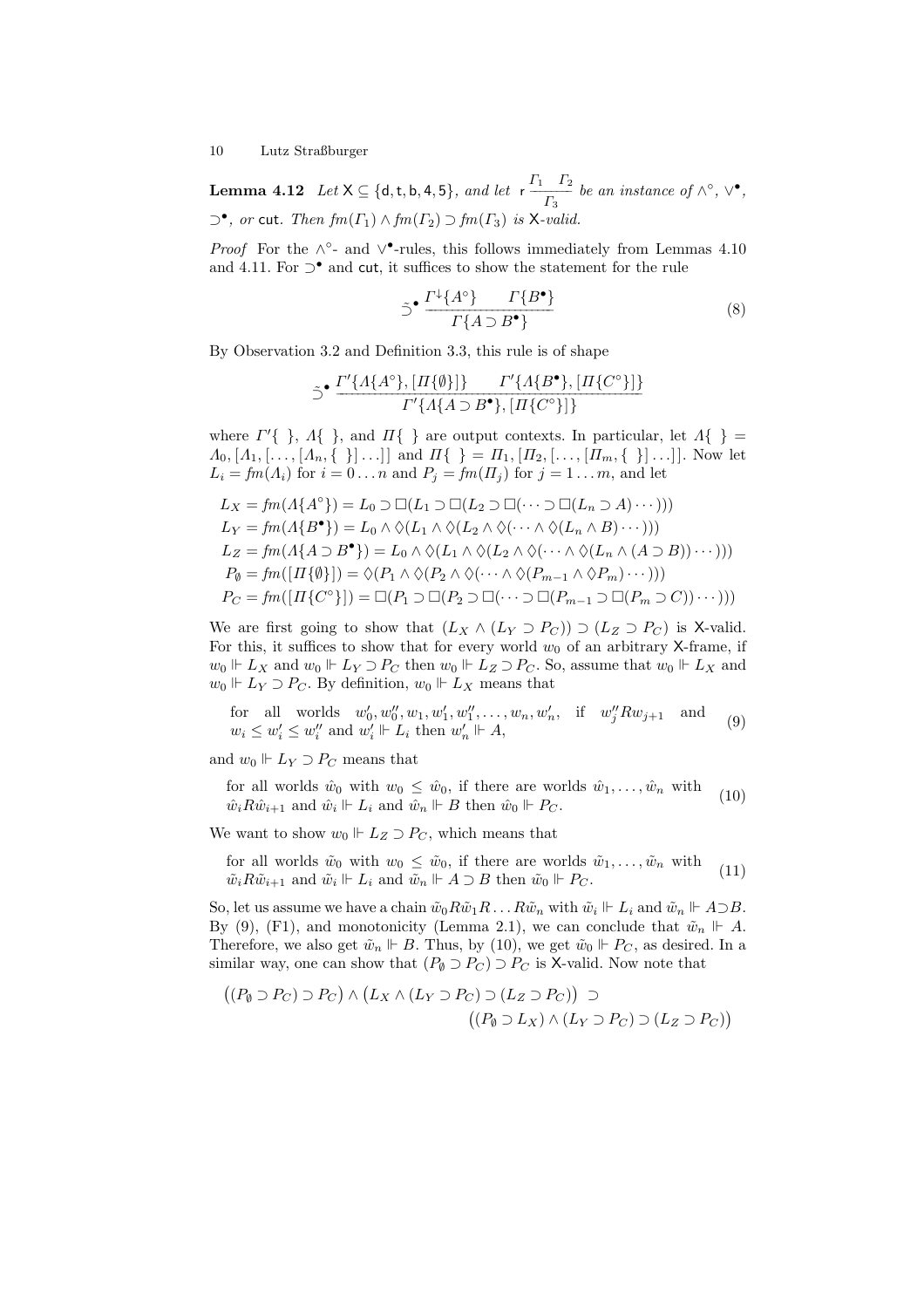**Lemma 4.12** *Let* $\mathsf{X} \subseteq \{\mathsf{d}, \mathsf{t}, \mathsf{b}, \mathsf{4}, \mathsf{5}\}$*, and let* $\mathsf{r}\,\dfrac{\Gamma_1 \quad \Gamma_2}{\Gamma_3}$ *be an instance of* $\wedge^\circ$*,* $\vee^\bullet$*,* $\supset^\bullet$*, or* $\mathsf{cut}$*. Then* $fm(\Gamma_1) \wedge fm(\Gamma_2) \supset fm(\Gamma_3)$ *is* $\mathsf{X}$*-valid.*

*Proof* For the $\wedge^\circ$- and $\vee^\bullet$-rules, this follows immediately from Lemmas 4.10 and 4.11. For $\supset^\bullet$ and $\mathsf{cut}$, it suffices to show the statement for the rule

$$\tilde{\supset}^\bullet \, \frac{\Gamma^\downarrow\{A^\circ\} \qquad \Gamma\{B^\bullet\}}{\Gamma\{A \supset B^\bullet\}} \tag{8}$$

By Observation 3.2 and Definition 3.3, this rule is of shape

$$\tilde{\supset}^\bullet \, \frac{\Gamma'\{\Lambda\{A^\circ\}, [\Pi\{\emptyset\}]\} \qquad \Gamma'\{\Lambda\{B^\bullet\}, [\Pi\{C^\circ\}]\}}{\Gamma'\{\Lambda\{A \supset B^\bullet\}, [\Pi\{C^\circ\}]\}}$$

where $\Gamma'\{\ \}$, $\Lambda\{\ \}$, and $\Pi\{\ \}$ are output contexts. In particular, let $\Lambda\{\ \} = \Lambda_0, [\Lambda_1, [\ldots, [\Lambda_n, \{\ \}]\ldots]]$ and $\Pi\{\ \} = \Pi_1, [\Pi_2, [\ldots, [\Pi_m, \{\ \}]\ldots]]$. Now let $L_i = fm(\Lambda_i)$ for $i = 0 \ldots n$ and $P_j = fm(\Pi_j)$ for $j = 1 \ldots m$, and let

$$
\begin{aligned}
L_X &= fm(\Lambda\{A^\circ\}) = L_0 \supset \Box(L_1 \supset \Box(L_2 \supset \Box(\cdots \supset \Box(L_n \supset A)\cdots)))\\
L_Y &= fm(\Lambda\{B^\bullet\}) = L_0 \wedge \Diamond(L_1 \wedge \Diamond(L_2 \wedge \Diamond(\cdots \wedge \Diamond(L_n \wedge B)\cdots)))\\
L_Z &= fm(\Lambda\{A \supset B^\bullet\}) = L_0 \wedge \Diamond(L_1 \wedge \Diamond(L_2 \wedge \Diamond(\cdots \wedge \Diamond(L_n \wedge (A \supset B))\cdots)))\\
P_\emptyset &= fm([\Pi\{\emptyset\}]) = \Diamond(P_1 \wedge \Diamond(P_2 \wedge \Diamond(\cdots \wedge \Diamond(P_{m-1} \wedge \Diamond P_m)\cdots)))\\
P_C &= fm([\Pi\{C^\circ\}]) = \Box(P_1 \supset \Box(P_2 \supset \Box(\cdots \supset \Box(P_{m-1} \supset \Box(P_m \supset C))\cdots)))
\end{aligned}
$$

We are first going to show that $(L_X \wedge (L_Y \supset P_C)) \supset (L_Z \supset P_C)$ is $\mathsf{X}$-valid. For this, it suffices to show that for every world $w_0$ of an arbitrary $\mathsf{X}$-frame, if $w_0 \Vdash L_X$ and $w_0 \Vdash L_Y \supset P_C$ then $w_0 \Vdash L_Z \supset P_C$. So, assume that $w_0 \Vdash L_X$ and $w_0 \Vdash L_Y \supset P_C$. By definition, $w_0 \Vdash L_X$ means that

$$\text{for all worlds } w_0', w_0'', w_1, w_1', w_1'', \ldots, w_n, w_n', \text{ if } w_j'' R w_{j+1} \text{ and } w_i \leq w_i' \leq w_i'' \text{ and } w_i' \Vdash L_i \text{ then } w_n' \Vdash A, \tag{9}$$

and $w_0 \Vdash L_Y \supset P_C$ means that

$$\text{for all worlds } \hat{w}_0 \text{ with } w_0 \leq \hat{w}_0, \text{ if there are worlds } \hat{w}_1, \ldots, \hat{w}_n \text{ with } \hat{w}_i R \hat{w}_{i+1} \text{ and } \hat{w}_i \Vdash L_i \text{ and } \hat{w}_n \Vdash B \text{ then } \hat{w}_0 \Vdash P_C. \tag{10}$$

We want to show $w_0 \Vdash L_Z \supset P_C$, which means that

$$\text{for all worlds } \tilde{w}_0 \text{ with } w_0 \leq \tilde{w}_0, \text{ if there are worlds } \tilde{w}_1, \ldots, \tilde{w}_n \text{ with } \tilde{w}_i R \tilde{w}_{i+1} \text{ and } \tilde{w}_i \Vdash L_i \text{ and } \tilde{w}_n \Vdash A \supset B \text{ then } \tilde{w}_0 \Vdash P_C. \tag{11}$$

So, let us assume we have a chain $\tilde{w}_0 R \tilde{w}_1 R \ldots R \tilde{w}_n$ with $\tilde{w}_i \Vdash L_i$ and $\tilde{w}_n \Vdash A \supset B$. By (9), (F1), and monotonicity (Lemma 2.1), we can conclude that $\tilde{w}_n \Vdash A$. Therefore, we also get $\tilde{w}_n \Vdash B$. Thus, by (10), we get $\tilde{w}_0 \Vdash P_C$, as desired. In a similar way, one can show that $(P_\emptyset \supset P_C) \supset P_C$ is $\mathsf{X}$-valid. Now note that

$$\big((P_\emptyset \supset P_C) \supset P_C\big) \wedge \big(L_X \wedge (L_Y \supset P_C) \supset (L_Z \supset P_C)\big) \supset \big((P_\emptyset \supset L_X) \wedge (L_Y \supset P_C) \supset (L_Z \supset P_C)\big)$$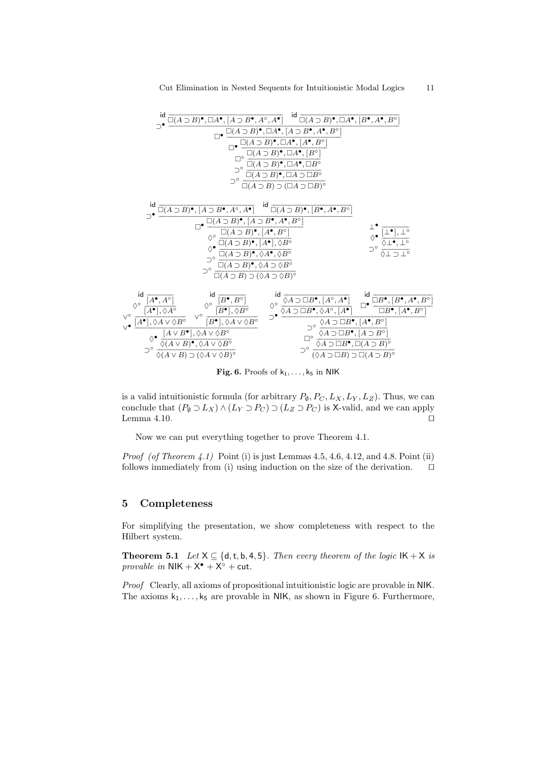$$
\supset^\bullet\dfrac{\mathsf{id}\dfrac{}{\Box(A\supset B)^\bullet, \Box A^\bullet, [A\supset B^\bullet, A^\circ, A^\bullet]} \qquad \mathsf{id}\dfrac{}{\Box(A\supset B)^\bullet, \Box A^\bullet, [B^\bullet, A^\bullet, B^\circ]}}{\supset^\circ\dfrac{\supset^\circ\dfrac{\Box^\circ\dfrac{\Box^\bullet\dfrac{\Box^\bullet\dfrac{\Box(A\supset B)^\bullet, \Box A^\bullet, [A\supset B^\bullet, A^\bullet, B^\circ]}{\Box(A\supset B)^\bullet, \Box A^\bullet, [A^\bullet, B^\circ]}}{\Box(A\supset B)^\bullet, \Box A^\bullet, [B^\circ]}}{\Box(A\supset B)^\bullet, \Box A^\bullet, \Box B^\circ}}{\Box(A\supset B)^\bullet, \Box A\supset \Box B^\circ}}{\Box(A\supset B)\supset(\Box A\supset\Box B)^\circ}}
$$

$$
\supset^\bullet\dfrac{\mathsf{id}\dfrac{}{\Box(A\supset B)^\bullet, [A\supset B^\bullet, A^\circ, A^\bullet]} \qquad \mathsf{id}\dfrac{}{\Box(A\supset B)^\bullet, [B^\bullet, A^\bullet, B^\circ]}}{\supset^\circ\dfrac{\supset^\circ\dfrac{\Diamond^\bullet\dfrac{\Diamond^\circ\dfrac{\Box^\bullet\dfrac{\Box(A\supset B)^\bullet, [A\supset B^\bullet, A^\bullet, B^\circ]}{\Box(A\supset B)^\bullet, [A^\bullet, B^\circ]}}{\Box(A\supset B)^\bullet, [A^\bullet], \Diamond B^\circ}}{\Box(A\supset B)^\bullet, \Diamond A^\bullet, \Diamond B^\circ}}{\Box(A\supset B)^\bullet, \Diamond A\supset\Diamond B^\circ}}{\Box(A\supset B)\supset(\Diamond A\supset\Diamond B)^\circ}}
\qquad
\supset^\circ\dfrac{\Diamond^\bullet\dfrac{\bot^\bullet\dfrac{}{[\bot^\bullet], \bot^\circ}}{\Diamond\bot^\bullet, \bot^\circ}}{\Diamond\bot\supset\bot^\circ}
$$

$$
\vee^\bullet\dfrac{\vee^\circ\dfrac{\Diamond^\circ\dfrac{\mathsf{id}\dfrac{}{[A^\bullet, A^\circ]}}{[A^\bullet], \Diamond A^\circ}}{[A^\bullet], \Diamond A\vee\Diamond B^\circ} \qquad \vee^\circ\dfrac{\Diamond^\circ\dfrac{\mathsf{id}\dfrac{}{[B^\bullet, B^\circ]}}{[B^\bullet], \Diamond B^\circ}}{[B^\bullet], \Diamond A\vee\Diamond B^\circ}}{\supset^\circ\dfrac{\Diamond^\bullet\dfrac{[A\vee B^\bullet], \Diamond A\vee\Diamond B^\circ}{\Diamond(A\vee B)^\bullet, \Diamond A\vee\Diamond B^\circ}}{\Diamond(A\vee B)\supset(\Diamond A\vee\Diamond B)^\circ}}
\qquad
\supset^\bullet\dfrac{\Diamond^\circ\dfrac{\mathsf{id}\dfrac{}{\Diamond A\supset\Box B^\bullet, [A^\circ, A^\bullet]}}{\Diamond A\supset\Box B^\bullet, \Diamond A^\circ, [A^\bullet]} \qquad \Box^\bullet\dfrac{\mathsf{id}\dfrac{}{\Box B^\bullet, [B^\bullet, A^\bullet, B^\circ]}}{\Box B^\bullet, [A^\bullet, B^\circ]}}{\supset^\circ\dfrac{\Box^\circ\dfrac{\supset^\circ\dfrac{\Diamond A\supset\Box B^\bullet, [A^\bullet, B^\circ]}{\Diamond A\supset\Box B^\bullet, [A\supset B^\circ]}}{\Diamond A\supset\Box B^\bullet, \Box(A\supset B)^\circ}}{(\Diamond A\supset\Box B)\supset\Box(A\supset B)^\circ}}
$$

**Fig. 6.** Proofs of $\mathsf{k}_1, \ldots, \mathsf{k}_5$ in $\mathsf{NIK}$

is a valid intuitionistic formula (for arbitrary $P_\emptyset, P_C, L_X, L_Y, L_Z$). Thus, we can conclude that $(P_\emptyset \supset L_X) \wedge (L_Y \supset P_C) \supset (L_Z \supset P_C)$ is $\mathsf{X}$-valid, and we can apply Lemma 4.10. $\square$

Now we can put everything together to prove Theorem 4.1.

*Proof (of Theorem 4.1)* Point (i) is just Lemmas 4.5, 4.6, 4.12, and 4.8. Point (ii) follows immediately from (i) using induction on the size of the derivation. $\square$

## 5 Completeness

For simplifying the presentation, we show completeness with respect to the Hilbert system.

**Theorem 5.1** *Let $\mathsf{X} \subseteq \{\mathsf{d}, \mathsf{t}, \mathsf{b}, \mathsf{4}, \mathsf{5}\}$. Then every theorem of the logic $\mathsf{IK} + \mathsf{X}$ is provable in $\mathsf{NIK} + \mathsf{X}^\bullet + \mathsf{X}^\circ + \mathsf{cut}$.*

*Proof* Clearly, all axioms of propositional intuitionistic logic are provable in $\mathsf{NIK}$. The axioms $\mathsf{k}_1, \ldots, \mathsf{k}_5$ are provable in $\mathsf{NIK}$, as shown in Figure 6. Furthermore,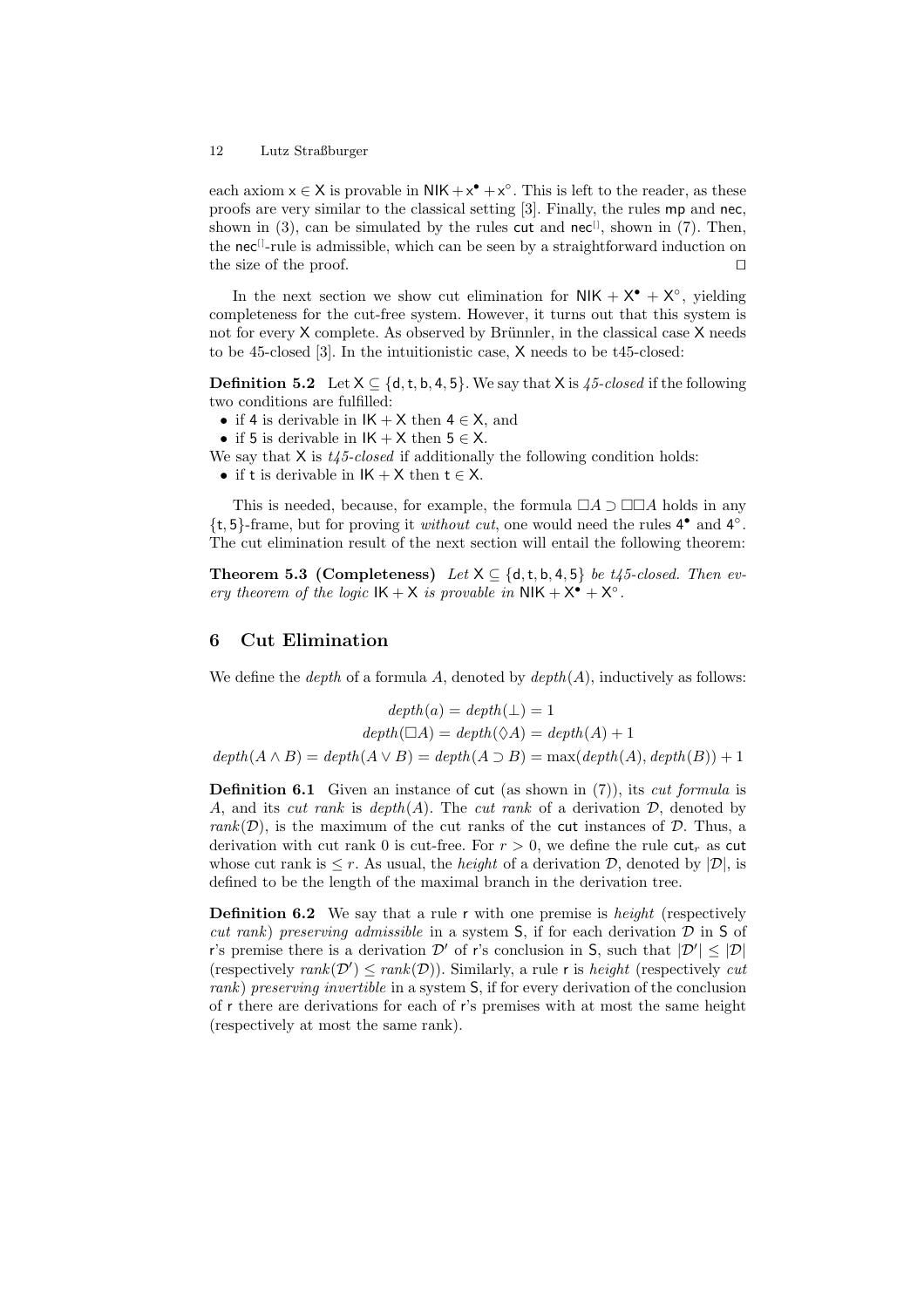each axiom $\mathsf{x} \in \mathsf{X}$ is provable in $\mathsf{NIK} + \mathsf{x}^\bullet + \mathsf{x}^\circ$. This is left to the reader, as these proofs are very similar to the classical setting [3]. Finally, the rules $\mathsf{mp}$ and $\mathsf{nec}$, shown in (3), can be simulated by the rules $\mathsf{cut}$ and $\mathsf{nec}^{[\,]}$, shown in (7). Then, the $\mathsf{nec}^{[\,]}$-rule is admissible, which can be seen by a straightforward induction on the size of the proof. ☐

In the next section we show cut elimination for $\mathsf{NIK} + \mathsf{X}^\bullet + \mathsf{X}^\circ$, yielding completeness for the cut-free system. However, it turns out that this system is not for every $\mathsf{X}$ complete. As observed by Brünnler, in the classical case $\mathsf{X}$ needs to be 45-closed [3]. In the intuitionistic case, $\mathsf{X}$ needs to be t45-closed:

**Definition 5.2** Let $\mathsf{X} \subseteq \{\mathsf{d}, \mathsf{t}, \mathsf{b}, \mathsf{4}, \mathsf{5}\}$. We say that $\mathsf{X}$ is *45-closed* if the following two conditions are fulfilled:

- if $\mathsf{4}$ is derivable in $\mathsf{IK} + \mathsf{X}$ then $\mathsf{4} \in \mathsf{X}$, and
- if $\mathsf{5}$ is derivable in $\mathsf{IK} + \mathsf{X}$ then $\mathsf{5} \in \mathsf{X}$.

We say that $\mathsf{X}$ is *t45-closed* if additionally the following condition holds:

- if $\mathsf{t}$ is derivable in $\mathsf{IK} + \mathsf{X}$ then $\mathsf{t} \in \mathsf{X}$.

This is needed, because, for example, the formula $\Box A \supset \Box\Box A$ holds in any $\{\mathsf{t}, \mathsf{5}\}$-frame, but for proving it *without cut*, one would need the rules $\mathsf{4}^\bullet$ and $\mathsf{4}^\circ$. The cut elimination result of the next section will entail the following theorem:

**Theorem 5.3 (Completeness)** *Let $\mathsf{X} \subseteq \{\mathsf{d}, \mathsf{t}, \mathsf{b}, \mathsf{4}, \mathsf{5}\}$ be t45-closed. Then every theorem of the logic $\mathsf{IK} + \mathsf{X}$ is provable in $\mathsf{NIK} + \mathsf{X}^\bullet + \mathsf{X}^\circ$.*

## 6 Cut Elimination

We define the *depth* of a formula $A$, denoted by $\mathit{depth}(A)$, inductively as follows:

$$\mathit{depth}(a) = \mathit{depth}(\bot) = 1$$
$$\mathit{depth}(\Box A) = \mathit{depth}(\Diamond A) = \mathit{depth}(A) + 1$$
$$\mathit{depth}(A \wedge B) = \mathit{depth}(A \vee B) = \mathit{depth}(A \supset B) = \max(\mathit{depth}(A), \mathit{depth}(B)) + 1$$

**Definition 6.1** Given an instance of $\mathsf{cut}$ (as shown in (7)), its *cut formula* is $A$, and its *cut rank* is $\mathit{depth}(A)$. The *cut rank* of a derivation $\mathcal{D}$, denoted by $\mathit{rank}(\mathcal{D})$, is the maximum of the cut ranks of the $\mathsf{cut}$ instances of $\mathcal{D}$. Thus, a derivation with cut rank 0 is cut-free. For $r > 0$, we define the rule $\mathsf{cut}_r$ as $\mathsf{cut}$ whose cut rank is $\leq r$. As usual, the *height* of a derivation $\mathcal{D}$, denoted by $|\mathcal{D}|$, is defined to be the length of the maximal branch in the derivation tree.

**Definition 6.2** We say that a rule $\mathsf{r}$ with one premise is *height* (respectively *cut rank*) *preserving admissible* in a system $\mathsf{S}$, if for each derivation $\mathcal{D}$ in $\mathsf{S}$ of $\mathsf{r}$'s premise there is a derivation $\mathcal{D}'$ of $\mathsf{r}$'s conclusion in $\mathsf{S}$, such that $|\mathcal{D}'| \leq |\mathcal{D}|$ (respectively $\mathit{rank}(\mathcal{D}') \leq \mathit{rank}(\mathcal{D})$). Similarly, a rule $\mathsf{r}$ is *height* (respectively *cut rank*) *preserving invertible* in a system $\mathsf{S}$, if for every derivation of the conclusion of $\mathsf{r}$ there are derivations for each of $\mathsf{r}$'s premises with at most the same height (respectively at most the same rank).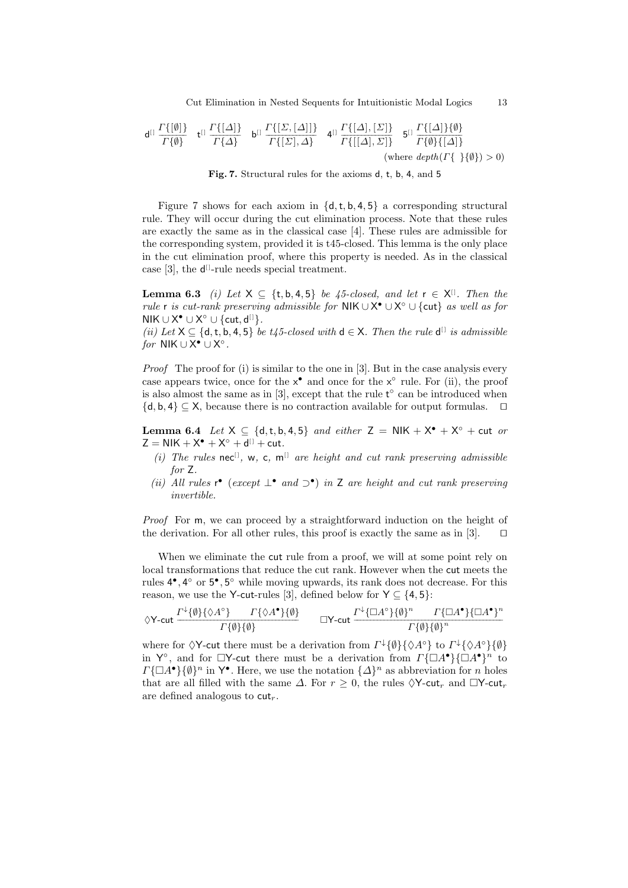$$\mathsf{d}^{[]}\ \frac{\Gamma\{[\emptyset]\}}{\Gamma\{\emptyset\}} \quad \mathsf{t}^{[]}\ \frac{\Gamma\{[\Delta]\}}{\Gamma\{\Delta\}} \quad \mathsf{b}^{[]}\ \frac{\Gamma\{[\Sigma,[\Delta]]\}}{\Gamma\{[\Sigma],\Delta\}} \quad \mathsf{4}^{[]}\ \frac{\Gamma\{[\Delta],[\Sigma]\}}{\Gamma\{[[\Delta],\Sigma]\}} \quad \mathsf{5}^{[]}\ \frac{\Gamma\{[\Delta]\}\{\emptyset\}}{\Gamma\{\emptyset\}\{[\Delta]\}}$$

(where $depth(\Gamma\{\ \}\{\emptyset\}) > 0$)

**Fig. 7.** Structural rules for the axioms d, t, b, 4, and 5

Figure 7 shows for each axiom in $\{\mathsf{d},\mathsf{t},\mathsf{b},\mathsf{4},\mathsf{5}\}$ a corresponding structural rule. They will occur during the cut elimination process. Note that these rules are exactly the same as in the classical case [4]. These rules are admissible for the corresponding system, provided it is t45-closed. This lemma is the only place in the cut elimination proof, where this property is needed. As in the classical case [3], the $\mathsf{d}^{[]}$-rule needs special treatment.

**Lemma 6.3** *(i) Let* $\mathsf{X} \subseteq \{\mathsf{t},\mathsf{b},\mathsf{4},\mathsf{5}\}$ *be 45-closed, and let* $\mathsf{r} \in \mathsf{X}^{[]}$*. Then the rule* $\mathsf{r}$ *is cut-rank preserving admissible for* $\mathsf{NIK} \cup \mathsf{X}^\bullet \cup \mathsf{X}^\circ \cup \{\mathsf{cut}\}$ *as well as for* $\mathsf{NIK} \cup \mathsf{X}^\bullet \cup \mathsf{X}^\circ \cup \{\mathsf{cut}, \mathsf{d}^{[]}\}$*.*
*(ii) Let* $\mathsf{X} \subseteq \{\mathsf{d},\mathsf{t},\mathsf{b},\mathsf{4},\mathsf{5}\}$ *be t45-closed with* $\mathsf{d} \in \mathsf{X}$*. Then the rule* $\mathsf{d}^{[]}$ *is admissible for* $\mathsf{NIK} \cup \mathsf{X}^\bullet \cup \mathsf{X}^\circ$*.*

*Proof* The proof for (i) is similar to the one in [3]. But in the case analysis every case appears twice, once for the $\mathsf{x}^\bullet$ and once for the $\mathsf{x}^\circ$ rule. For (ii), the proof is also almost the same as in [3], except that the rule $\mathsf{t}^\circ$ can be introduced when $\{\mathsf{d},\mathsf{b},\mathsf{4}\} \subseteq \mathsf{X}$, because there is no contraction available for output formulas. ☐

**Lemma 6.4** *Let* $\mathsf{X} \subseteq \{\mathsf{d},\mathsf{t},\mathsf{b},\mathsf{4},\mathsf{5}\}$ *and either* $\mathsf{Z} = \mathsf{NIK} + \mathsf{X}^\bullet + \mathsf{X}^\circ + \mathsf{cut}$ *or* $\mathsf{Z} = \mathsf{NIK} + \mathsf{X}^\bullet + \mathsf{X}^\circ + \mathsf{d}^{[]} + \mathsf{cut}$*.*

- *(i) The rules* $\mathsf{nec}^{[]}$*,* $\mathsf{w}$*,* $\mathsf{c}$*,* $\mathsf{m}^{[]}$ *are height and cut rank preserving admissible for* $\mathsf{Z}$*.*
- *(ii) All rules* $\mathsf{r}^\bullet$ *(except* $\bot^\bullet$ *and* $\supset^\bullet$*) in* $\mathsf{Z}$ *are height and cut rank preserving invertible.*

*Proof* For $\mathsf{m}$, we can proceed by a straightforward induction on the height of the derivation. For all other rules, this proof is exactly the same as in [3]. ☐

When we eliminate the $\mathsf{cut}$ rule from a proof, we will at some point rely on local transformations that reduce the cut rank. However when the $\mathsf{cut}$ meets the rules $\mathsf{4}^\bullet, \mathsf{4}^\circ$ or $\mathsf{5}^\bullet, \mathsf{5}^\circ$ while moving upwards, its rank does not decrease. For this reason, we use the Y-$\mathsf{cut}$-rules [3], defined below for $\mathsf{Y} \subseteq \{\mathsf{4},\mathsf{5}\}$:

$$\Diamond\mathsf{Y}\text{-}\mathsf{cut}\ \frac{\Gamma^{\downarrow}\{\emptyset\}\{\Diamond A^\circ\} \qquad \Gamma\{\Diamond A^\bullet\}\{\emptyset\}}{\Gamma\{\emptyset\}\{\emptyset\}} \qquad \Box\mathsf{Y}\text{-}\mathsf{cut}\ \frac{\Gamma^{\downarrow}\{\Box A^\circ\}\{\emptyset\}^n \qquad \Gamma\{\Box A^\bullet\}\{\Box A^\bullet\}^n}{\Gamma\{\emptyset\}\{\emptyset\}^n}$$

where for $\Diamond\mathsf{Y}$-$\mathsf{cut}$ there must be a derivation from $\Gamma^{\downarrow}\{\emptyset\}\{\Diamond A^\circ\}$ to $\Gamma^{\downarrow}\{\Diamond A^\circ\}\{\emptyset\}$ in $\mathsf{Y}^\circ$, and for $\Box\mathsf{Y}$-$\mathsf{cut}$ there must be a derivation from $\Gamma\{\Box A^\bullet\}\{\Box A^\bullet\}^n$ to $\Gamma\{\Box A^\bullet\}\{\emptyset\}^n$ in $\mathsf{Y}^\bullet$. Here, we use the notation $\{\Delta\}^n$ as abbreviation for $n$ holes that are all filled with the same $\Delta$. For $r \geq 0$, the rules $\Diamond\mathsf{Y}$-$\mathsf{cut}_r$ and $\Box\mathsf{Y}$-$\mathsf{cut}_r$ are defined analogous to $\mathsf{cut}_r$.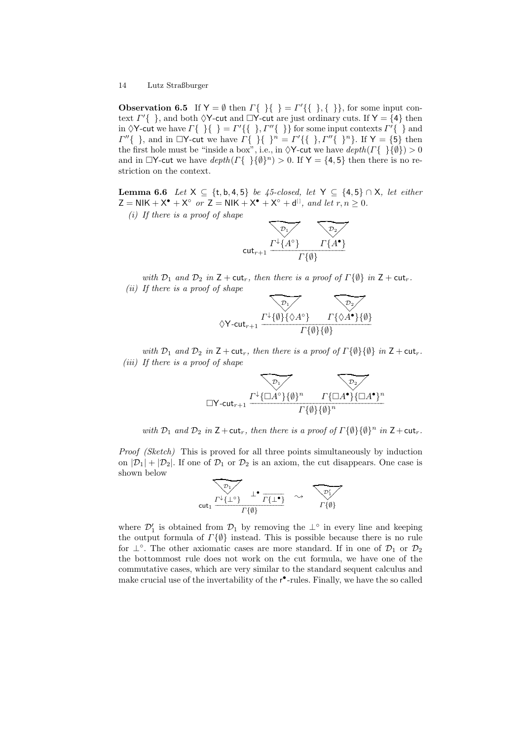**Observation 6.5** If $\mathsf{Y} = \emptyset$ then $\Gamma\{\ \}\{\ \} = \Gamma'\{\{\ \},\{\ \}\}$, for some input context $\Gamma'\{\ \}$, and both $\Diamond\mathsf{Y}$-$\mathsf{cut}$ and $\Box\mathsf{Y}$-$\mathsf{cut}$ are just ordinary cuts. If $\mathsf{Y} = \{4\}$ then in $\Diamond\mathsf{Y}$-$\mathsf{cut}$ we have $\Gamma\{\ \}\{\ \} = \Gamma'\{\{\ \},\Gamma''\{\ \}\}$ for some input contexts $\Gamma'\{\ \}$ and $\Gamma''\{\ \}$, and in $\Box\mathsf{Y}$-$\mathsf{cut}$ we have $\Gamma\{\ \}\{\ \}^n = \Gamma'\{\{\ \},\Gamma''\{\ \}^n\}$. If $\mathsf{Y} = \{5\}$ then the first hole must be "inside a box", i.e., in $\Diamond\mathsf{Y}$-$\mathsf{cut}$ we have $depth(\Gamma\{\ \}\{\emptyset\}) > 0$ and in $\Box\mathsf{Y}$-$\mathsf{cut}$ we have $depth(\Gamma\{\ \}\{\emptyset\}^n) > 0$. If $\mathsf{Y} = \{4,5\}$ then there is no restriction on the context.

**Lemma 6.6** *Let $\mathsf{X} \subseteq \{\mathsf{t},\mathsf{b},4,5\}$ be 45-closed, let $\mathsf{Y} \subseteq \{4,5\} \cap \mathsf{X}$, let either $\mathsf{Z} = \mathsf{NIK} + \mathsf{X}^\bullet + \mathsf{X}^\circ$ or $\mathsf{Z} = \mathsf{NIK} + \mathsf{X}^\bullet + \mathsf{X}^\circ + \mathsf{d}^{[]}$, and let $r, n \geq 0$.*

*(i) If there is a proof of shape*

$$\mathsf{cut}_{r+1}\ \frac{\begin{array}{c}\mathcal{D}_1\\ \Gamma^{\downarrow}\{A^\circ\}\end{array} \qquad \begin{array}{c}\mathcal{D}_2\\ \Gamma\{A^\bullet\}\end{array}}{\Gamma\{\emptyset\}}$$

*with $\mathcal{D}_1$ and $\mathcal{D}_2$ in $\mathsf{Z} + \mathsf{cut}_r$, then there is a proof of $\Gamma\{\emptyset\}$ in $\mathsf{Z} + \mathsf{cut}_r$.*

*(ii) If there is a proof of shape*

$$\Diamond\mathsf{Y}\text{-}\mathsf{cut}_{r+1}\ \frac{\begin{array}{c}\mathcal{D}_1\\ \Gamma^{\downarrow}\{\emptyset\}\{\Diamond A^\circ\}\end{array} \qquad \begin{array}{c}\mathcal{D}_2\\ \Gamma\{\Diamond A^\bullet\}\{\emptyset\}\end{array}}{\Gamma\{\emptyset\}\{\emptyset\}}$$

*with $\mathcal{D}_1$ and $\mathcal{D}_2$ in $\mathsf{Z} + \mathsf{cut}_r$, then there is a proof of $\Gamma\{\emptyset\}\{\emptyset\}$ in $\mathsf{Z} + \mathsf{cut}_r$.*

*(iii) If there is a proof of shape*

$$\Box\mathsf{Y}\text{-}\mathsf{cut}_{r+1}\ \frac{\begin{array}{c}\mathcal{D}_1\\ \Gamma^{\downarrow}\{\Box A^\circ\}\{\emptyset\}^n\end{array} \qquad \begin{array}{c}\mathcal{D}_2\\ \Gamma\{\Box A^\bullet\}\{\Box A^\bullet\}^n\end{array}}{\Gamma\{\emptyset\}\{\emptyset\}^n}$$

*with $\mathcal{D}_1$ and $\mathcal{D}_2$ in $\mathsf{Z} + \mathsf{cut}_r$, then there is a proof of $\Gamma\{\emptyset\}\{\emptyset\}^n$ in $\mathsf{Z} + \mathsf{cut}_r$.*

*Proof (Sketch)* This is proved for all three points simultaneously by induction on $|\mathcal{D}_1| + |\mathcal{D}_2|$. If one of $\mathcal{D}_1$ or $\mathcal{D}_2$ is an axiom, the cut disappears. One case is shown below

$$\mathsf{cut}_1\ \frac{\begin{array}{c}\mathcal{D}_1\\ \Gamma^{\downarrow}\{\bot^\circ\}\end{array} \qquad \bot^\bullet\ \overline{\Gamma\{\bot^\bullet\}}}{\Gamma\{\emptyset\}} \quad\leadsto\quad \begin{array}{c}\mathcal{D}_1'\\ \Gamma\{\emptyset\}\end{array}$$

where $\mathcal{D}_1'$ is obtained from $\mathcal{D}_1$ by removing the $\bot^\circ$ in every line and keeping the output formula of $\Gamma\{\emptyset\}$ instead. This is possible because there is no rule for $\bot^\circ$. The other axiomatic cases are more standard. If in one of $\mathcal{D}_1$ or $\mathcal{D}_2$ the bottommost rule does not work on the cut formula, we have one of the commutative cases, which are very similar to the standard sequent calculus and make crucial use of the invertability of the $\mathsf{r}^\bullet$-rules. Finally, we have the so called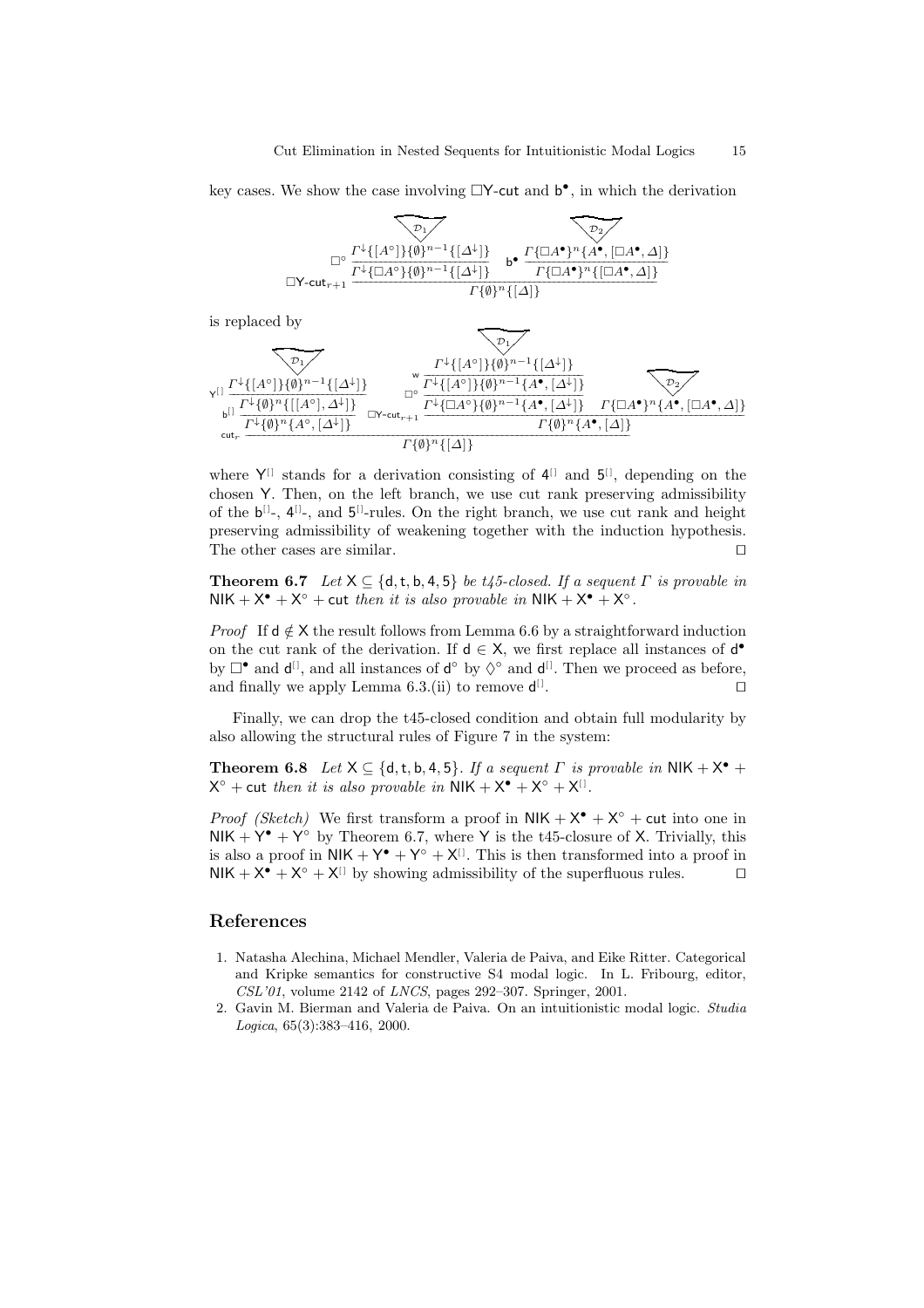key cases. We show the case involving $\Box$Y-cut and $\mathsf{b}^\bullet$, in which the derivation

$$
\dfrac{\dfrac{\begin{array}{c}\mathcal{D}_1\\ \Gamma^{\downarrow}\{[A^\circ]\}\{\emptyset\}^{n-1}\{[\Delta^{\downarrow}]\}\end{array}}{\Gamma^{\downarrow}\{\Box A^\circ\}\{\emptyset\}^{n-1}\{[\Delta^{\downarrow}]\}}\,\Box^\circ \qquad \dfrac{\begin{array}{c}\mathcal{D}_2\\ \Gamma\{\Box A^\bullet\}^n\{A^\bullet,[\Box A^\bullet,\Delta]\}\end{array}}{\Gamma\{\Box A^\bullet\}^n\{[\Box A^\bullet,\Delta]\}}\,\mathsf{b}^\bullet}{\Gamma\{\emptyset\}^n\{[\Delta]\}}\,\Box\mathsf{Y}\text{-}\mathsf{cut}_{r+1}
$$

is replaced by

$$
\dfrac{\dfrac{\dfrac{\begin{array}{c}\mathcal{D}_1\\ \Gamma^{\downarrow}\{[A^\circ]\}\{\emptyset\}^{n-1}\{[\Delta^{\downarrow}]\}\end{array}}{\Gamma^{\downarrow}\{\emptyset\}^n\{[[A^\circ],\Delta^{\downarrow}]\}}\,\mathsf{Y}^{[]}}{\Gamma^{\downarrow}\{\emptyset\}^n\{A^\circ,[\Delta^{\downarrow}]\}}\,\mathsf{b}^{[]} \qquad \dfrac{\dfrac{\dfrac{\begin{array}{c}\mathcal{D}_1\\ \Gamma^{\downarrow}\{[A^\circ]\}\{\emptyset\}^{n-1}\{[\Delta^{\downarrow}]\}\end{array}}{\Gamma^{\downarrow}\{[A^\circ]\}\{\emptyset\}^{n-1}\{A^\bullet,[\Delta^{\downarrow}]\}}\,\mathsf{w}}{\Gamma^{\downarrow}\{\Box A^\circ\}\{\emptyset\}^{n-1}\{A^\bullet,[\Delta^{\downarrow}]\}}\,\Box^\circ \quad \begin{array}{c}\mathcal{D}_2\\ \Gamma\{\Box A^\bullet\}^n\{A^\bullet,[\Box A^\bullet,\Delta]\}\end{array}}{\Gamma\{\emptyset\}^n\{A^\bullet,[\Delta]\}}\,\Box\mathsf{Y}\text{-}\mathsf{cut}_{r+1}}{\Gamma\{\emptyset\}^n\{[\Delta]\}}\,\mathsf{cut}_r
$$

where $\mathsf{Y}^{[]}$ stands for a derivation consisting of $4^{[]}$ and $5^{[]}$, depending on the chosen Y. Then, on the left branch, we use cut rank preserving admissibility of the $\mathsf{b}^{[]}$-, $4^{[]}$-, and $5^{[]}$-rules. On the right branch, we use cut rank and height preserving admissibility of weakening together with the induction hypothesis. The other cases are similar. ◻

**Theorem 6.7** *Let* $\mathsf{X} \subseteq \{\mathsf{d},\mathsf{t},\mathsf{b},4,5\}$ *be t45-closed. If a sequent* $\Gamma$ *is provable in* $\mathsf{NIK}+\mathsf{X}^\bullet+\mathsf{X}^\circ+\mathsf{cut}$ *then it is also provable in* $\mathsf{NIK}+\mathsf{X}^\bullet+\mathsf{X}^\circ$.

*Proof* If $\mathsf{d}\notin\mathsf{X}$ the result follows from Lemma 6.6 by a straightforward induction on the cut rank of the derivation. If $\mathsf{d}\in\mathsf{X}$, we first replace all instances of $\mathsf{d}^\bullet$ by $\Box^\bullet$ and $\mathsf{d}^{[]}$, and all instances of $\mathsf{d}^\circ$ by $\Diamond^\circ$ and $\mathsf{d}^{[]}$. Then we proceed as before, and finally we apply Lemma 6.3.(ii) to remove $\mathsf{d}^{[]}$. ◻

Finally, we can drop the t45-closed condition and obtain full modularity by also allowing the structural rules of Figure 7 in the system:

**Theorem 6.8** *Let* $\mathsf{X} \subseteq \{\mathsf{d},\mathsf{t},\mathsf{b},4,5\}$. *If a sequent* $\Gamma$ *is provable in* $\mathsf{NIK}+\mathsf{X}^\bullet+\mathsf{X}^\circ+\mathsf{cut}$ *then it is also provable in* $\mathsf{NIK}+\mathsf{X}^\bullet+\mathsf{X}^\circ+\mathsf{X}^{[]}$.

*Proof (Sketch)* We first transform a proof in $\mathsf{NIK}+\mathsf{X}^\bullet+\mathsf{X}^\circ+\mathsf{cut}$ into one in $\mathsf{NIK}+\mathsf{Y}^\bullet+\mathsf{Y}^\circ$ by Theorem 6.7, where Y is the t45-closure of X. Trivially, this is also a proof in $\mathsf{NIK}+\mathsf{Y}^\bullet+\mathsf{Y}^\circ+\mathsf{X}^{[]}$. This is then transformed into a proof in $\mathsf{NIK}+\mathsf{X}^\bullet+\mathsf{X}^\circ+\mathsf{X}^{[]}$ by showing admissibility of the superfluous rules. ◻

## References

1. Natasha Alechina, Michael Mendler, Valeria de Paiva, and Eike Ritter. Categorical and Kripke semantics for constructive S4 modal logic. In L. Fribourg, editor, *CSL'01*, volume 2142 of *LNCS*, pages 292–307. Springer, 2001.
2. Gavin M. Bierman and Valeria de Paiva. On an intuitionistic modal logic. *Studia Logica*, 65(3):383–416, 2000.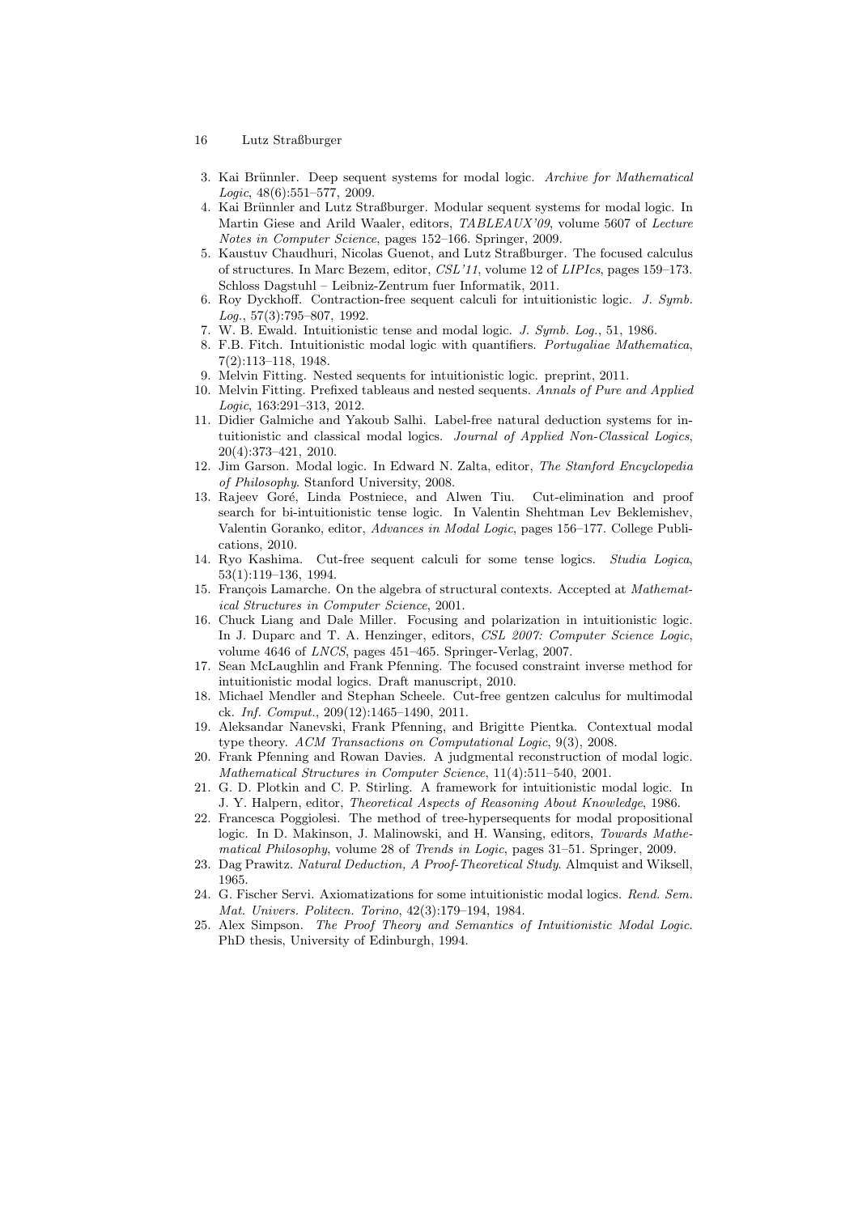3. Kai Brünnler. Deep sequent systems for modal logic. *Archive for Mathematical Logic*, 48(6):551–577, 2009.
4. Kai Brünnler and Lutz Straßburger. Modular sequent systems for modal logic. In Martin Giese and Arild Waaler, editors, *TABLEAUX'09*, volume 5607 of *Lecture Notes in Computer Science*, pages 152–166. Springer, 2009.
5. Kaustuv Chaudhuri, Nicolas Guenot, and Lutz Straßburger. The focused calculus of structures. In Marc Bezem, editor, *CSL'11*, volume 12 of *LIPIcs*, pages 159–173. Schloss Dagstuhl – Leibniz-Zentrum fuer Informatik, 2011.
6. Roy Dyckhoff. Contraction-free sequent calculi for intuitionistic logic. *J. Symb. Log.*, 57(3):795–807, 1992.
7. W. B. Ewald. Intuitionistic tense and modal logic. *J. Symb. Log.*, 51, 1986.
8. F.B. Fitch. Intuitionistic modal logic with quantifiers. *Portugaliae Mathematica*, 7(2):113–118, 1948.
9. Melvin Fitting. Nested sequents for intuitionistic logic. preprint, 2011.
10. Melvin Fitting. Prefixed tableaus and nested sequents. *Annals of Pure and Applied Logic*, 163:291–313, 2012.
11. Didier Galmiche and Yakoub Salhi. Label-free natural deduction systems for intuitionistic and classical modal logics. *Journal of Applied Non-Classical Logics*, 20(4):373–421, 2010.
12. Jim Garson. Modal logic. In Edward N. Zalta, editor, *The Stanford Encyclopedia of Philosophy*. Stanford University, 2008.
13. Rajeev Goré, Linda Postniece, and Alwen Tiu. Cut-elimination and proof search for bi-intuitionistic tense logic. In Valentin Shehtman Lev Beklemishev, Valentin Goranko, editor, *Advances in Modal Logic*, pages 156–177. College Publications, 2010.
14. Ryo Kashima. Cut-free sequent calculi for some tense logics. *Studia Logica*, 53(1):119–136, 1994.
15. François Lamarche. On the algebra of structural contexts. Accepted at *Mathematical Structures in Computer Science*, 2001.
16. Chuck Liang and Dale Miller. Focusing and polarization in intuitionistic logic. In J. Duparc and T. A. Henzinger, editors, *CSL 2007: Computer Science Logic*, volume 4646 of *LNCS*, pages 451–465. Springer-Verlag, 2007.
17. Sean McLaughlin and Frank Pfenning. The focused constraint inverse method for intuitionistic modal logics. Draft manuscript, 2010.
18. Michael Mendler and Stephan Scheele. Cut-free gentzen calculus for multimodal ck. *Inf. Comput.*, 209(12):1465–1490, 2011.
19. Aleksandar Nanevski, Frank Pfenning, and Brigitte Pientka. Contextual modal type theory. *ACM Transactions on Computational Logic*, 9(3), 2008.
20. Frank Pfenning and Rowan Davies. A judgmental reconstruction of modal logic. *Mathematical Structures in Computer Science*, 11(4):511–540, 2001.
21. G. D. Plotkin and C. P. Stirling. A framework for intuitionistic modal logic. In J. Y. Halpern, editor, *Theoretical Aspects of Reasoning About Knowledge*, 1986.
22. Francesca Poggiolesi. The method of tree-hypersequents for modal propositional logic. In D. Makinson, J. Malinowski, and H. Wansing, editors, *Towards Mathematical Philosophy*, volume 28 of *Trends in Logic*, pages 31–51. Springer, 2009.
23. Dag Prawitz. *Natural Deduction, A Proof-Theoretical Study*. Almquist and Wiksell, 1965.
24. G. Fischer Servi. Axiomatizations for some intuitionistic modal logics. *Rend. Sem. Mat. Univers. Politecn. Torino*, 42(3):179–194, 1984.
25. Alex Simpson. *The Proof Theory and Semantics of Intuitionistic Modal Logic*. PhD thesis, University of Edinburgh, 1994.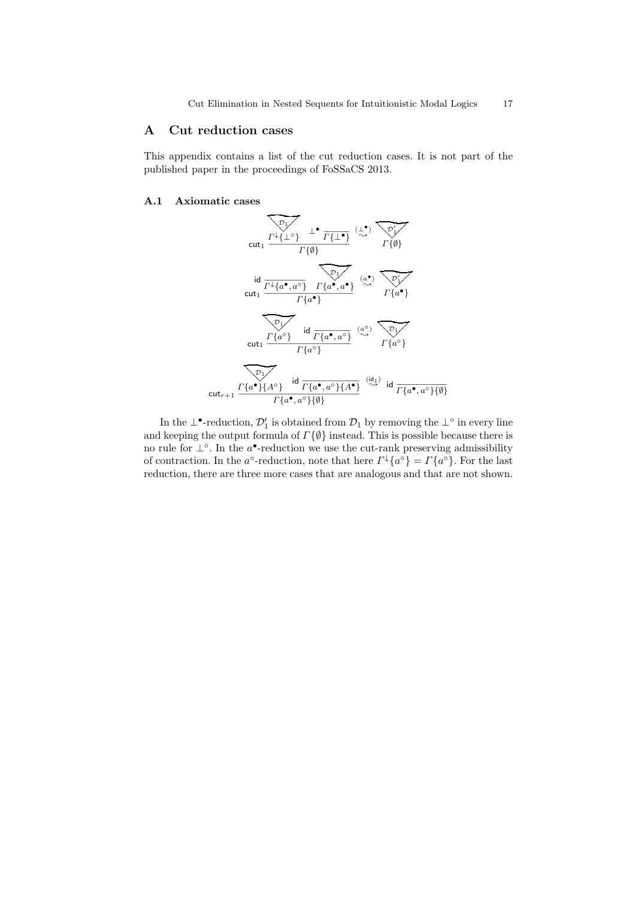## A Cut reduction cases

This appendix contains a list of the cut reduction cases. It is not part of the published paper in the proceedings of FoSSaCS 2013.

### A.1 Axiomatic cases

$$
\mathsf{cut}_1 \dfrac{\dfrac{\mathcal{D}_1}{\Gamma^{\downarrow}\{\bot^\circ\}} \qquad \bot^\bullet \dfrac{}{\Gamma\{\bot^\bullet\}}}{\Gamma\{\emptyset\}} \quad \overset{(\bot^\bullet)}{\rightsquigarrow} \quad \dfrac{\mathcal{D}_1'}{\Gamma\{\emptyset\}}
$$

$$
\mathsf{cut}_1 \dfrac{\mathsf{id}\dfrac{}{\Gamma^{\downarrow}\{a^\bullet, a^\circ\}} \qquad \dfrac{\mathcal{D}_1}{\Gamma\{a^\bullet, a^\bullet\}}}{\Gamma\{a^\bullet\}} \quad \overset{(a^\bullet)}{\rightsquigarrow} \quad \dfrac{\mathcal{D}_1'}{\Gamma\{a^\bullet\}}
$$

$$
\mathsf{cut}_1 \dfrac{\dfrac{\mathcal{D}_1}{\Gamma\{a^\circ\}} \qquad \mathsf{id}\dfrac{}{\Gamma\{a^\bullet, a^\circ\}}}{\Gamma\{a^\circ\}} \quad \overset{(a^\circ)}{\rightsquigarrow} \quad \dfrac{\mathcal{D}_1}{\Gamma\{a^\circ\}}
$$

$$
\mathsf{cut}_{r+1} \dfrac{\dfrac{\mathcal{D}_1}{\Gamma\{a^\bullet\}\{A^\circ\}} \qquad \mathsf{id}\dfrac{}{\Gamma\{a^\bullet, a^\circ\}\{A^\bullet\}}}{\Gamma\{a^\bullet, a^\circ\}\{\emptyset\}} \quad \overset{(\mathsf{id}_1)}{\rightsquigarrow} \quad \mathsf{id}\dfrac{}{\Gamma\{a^\bullet, a^\circ\}\{\emptyset\}}
$$

In the $\bot^\bullet$-reduction, $\mathcal{D}_1'$ is obtained from $\mathcal{D}_1$ by removing the $\bot^\circ$ in every line and keeping the output formula of $\Gamma\{\emptyset\}$ instead. This is possible because there is no rule for $\bot^\circ$. In the $a^\bullet$-reduction we use the cut-rank preserving admissibility of contraction. In the $a^\circ$-reduction, note that here $\Gamma^{\downarrow}\{a^\circ\} = \Gamma\{a^\circ\}$. For the last reduction, there are three more cases that are analogous and that are not shown.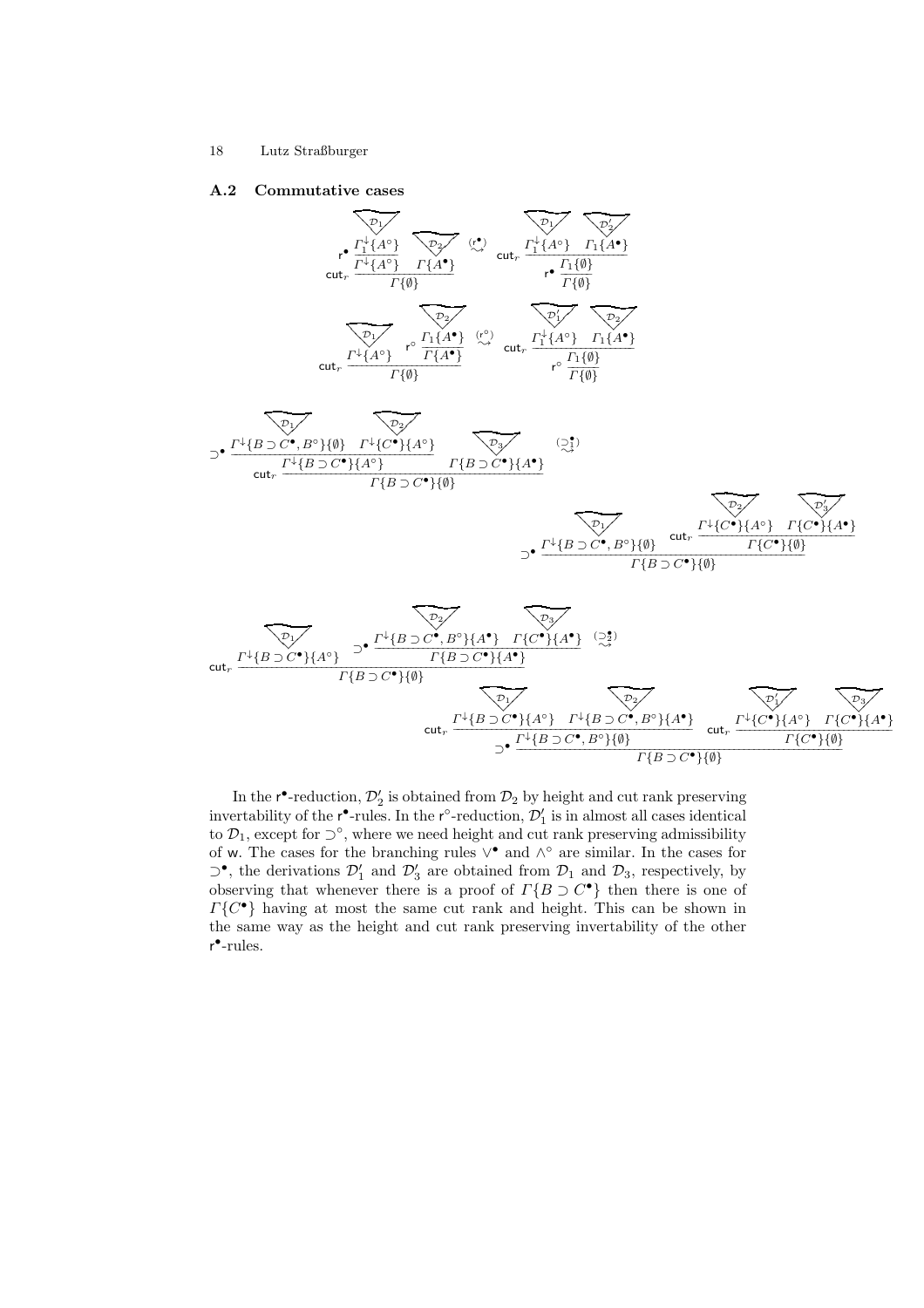### A.2 Commutative cases

$$
\dfrac{\mathsf{r}^\bullet\,\dfrac{\overset{\mathcal{D}_1}{\Gamma_1^\downarrow\{A^\circ\}}}{\Gamma^\downarrow\{A^\circ\}} \quad \overset{\mathcal{D}_2}{\Gamma\{A^\bullet\}}}{\Gamma\{\emptyset\}}\,\mathsf{cut}_r
\quad \overset{(\mathsf{r}^\bullet)}{\leadsto} \quad
\mathsf{r}^\bullet\,\dfrac{\dfrac{\overset{\mathcal{D}_1}{\Gamma_1^\downarrow\{A^\circ\}} \quad \overset{\mathcal{D}_2'}{\Gamma_1\{A^\bullet\}}}{\Gamma_1\{\emptyset\}}\,\mathsf{cut}_r}{\Gamma\{\emptyset\}}
$$

$$
\dfrac{\overset{\mathcal{D}_1}{\Gamma^\downarrow\{A^\circ\}} \quad \mathsf{r}^\circ\,\dfrac{\overset{\mathcal{D}_2}{\Gamma_1\{A^\bullet\}}}{\Gamma\{A^\bullet\}}}{\Gamma\{\emptyset\}}\,\mathsf{cut}_r
\quad \overset{(\mathsf{r}^\circ)}{\leadsto} \quad
\mathsf{r}^\circ\,\dfrac{\dfrac{\overset{\mathcal{D}_1'}{\Gamma_1^\downarrow\{A^\circ\}} \quad \overset{\mathcal{D}_2}{\Gamma_1\{A^\bullet\}}}{\Gamma_1\{\emptyset\}}\,\mathsf{cut}_r}{\Gamma\{\emptyset\}}
$$

$$
\dfrac{\supset^\bullet\,\dfrac{\overset{\mathcal{D}_1}{\Gamma^\downarrow\{B\supset C^\bullet, B^\circ\}\{\emptyset\}} \quad \overset{\mathcal{D}_2}{\Gamma^\downarrow\{C^\bullet\}\{A^\circ\}}}{\Gamma^\downarrow\{B\supset C^\bullet\}\{A^\circ\}} \quad \overset{\mathcal{D}_3}{\Gamma\{B\supset C^\bullet\}\{A^\bullet\}}}{\Gamma\{B\supset C^\bullet\}\{\emptyset\}}\,\mathsf{cut}_r
\quad \overset{(\supset^\bullet_1)}{\leadsto}
$$

$$
\supset^\bullet\,\dfrac{\overset{\mathcal{D}_1}{\Gamma^\downarrow\{B\supset C^\bullet, B^\circ\}\{\emptyset\}} \quad \dfrac{\overset{\mathcal{D}_2}{\Gamma^\downarrow\{C^\bullet\}\{A^\circ\}} \quad \overset{\mathcal{D}_3'}{\Gamma\{C^\bullet\}\{A^\bullet\}}}{\Gamma\{C^\bullet\}\{\emptyset\}}\,\mathsf{cut}_r}{\Gamma\{B\supset C^\bullet\}\{\emptyset\}}
$$

$$
\dfrac{\overset{\mathcal{D}_1}{\Gamma^\downarrow\{B\supset C^\bullet\}\{A^\circ\}} \quad \supset^\bullet\,\dfrac{\overset{\mathcal{D}_2}{\Gamma^\downarrow\{B\supset C^\bullet, B^\circ\}\{A^\bullet\}} \quad \overset{\mathcal{D}_3}{\Gamma\{C^\bullet\}\{A^\bullet\}}}{\Gamma\{B\supset C^\bullet\}\{A^\bullet\}}}{\Gamma\{B\supset C^\bullet\}\{\emptyset\}}\,\mathsf{cut}_r
\quad \overset{(\supset^\bullet_2)}{\leadsto}
$$

$$
\supset^\bullet\,\dfrac{\dfrac{\overset{\mathcal{D}_1}{\Gamma^\downarrow\{B\supset C^\bullet\}\{A^\circ\}} \quad \overset{\mathcal{D}_2}{\Gamma^\downarrow\{B\supset C^\bullet, B^\circ\}\{A^\bullet\}}}{\Gamma^\downarrow\{B\supset C^\bullet, B^\circ\}\{\emptyset\}}\,\mathsf{cut}_r \quad \dfrac{\overset{\mathcal{D}_1'}{\Gamma^\downarrow\{C^\bullet\}\{A^\circ\}} \quad \overset{\mathcal{D}_3}{\Gamma\{C^\bullet\}\{A^\bullet\}}}{\Gamma\{C^\bullet\}\{\emptyset\}}\,\mathsf{cut}_r}{\Gamma\{B\supset C^\bullet\}\{\emptyset\}}
$$

In the $\mathsf{r}^\bullet$-reduction, $\mathcal{D}_2'$ is obtained from $\mathcal{D}_2$ by height and cut rank preserving invertability of the $\mathsf{r}^\bullet$-rules. In the $\mathsf{r}^\circ$-reduction, $\mathcal{D}_1'$ is in almost all cases identical to $\mathcal{D}_1$, except for $\supset^\circ$, where we need height and cut rank preserving admissibility of $\mathsf{w}$. The cases for the branching rules $\vee^\bullet$ and $\wedge^\circ$ are similar. In the cases for $\supset^\bullet$, the derivations $\mathcal{D}_1'$ and $\mathcal{D}_3'$ are obtained from $\mathcal{D}_1$ and $\mathcal{D}_3$, respectively, by observing that whenever there is a proof of $\Gamma\{B \supset C^\bullet\}$ then there is one of $\Gamma\{C^\bullet\}$ having at most the same cut rank and height. This can be shown in the same way as the height and cut rank preserving invertability of the other $\mathsf{r}^\bullet$-rules.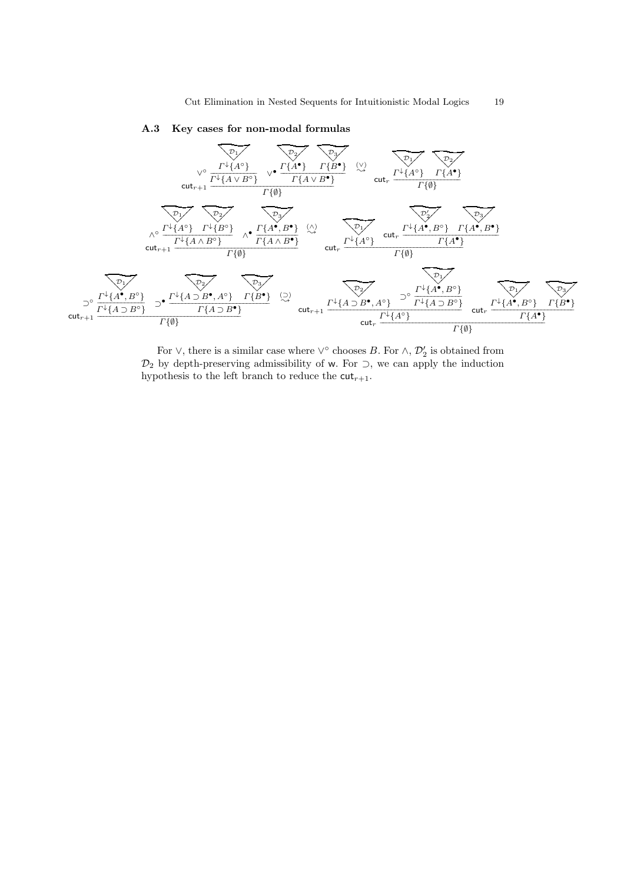### A.3 Key cases for non-modal formulas

$$
\dfrac{\vee^\circ\dfrac{\overset{\mathcal{D}_1}{\Gamma^\downarrow\{A^\circ\}}}{\Gamma^\downarrow\{A \vee B^\circ\}} \qquad \vee^\bullet\dfrac{\overset{\mathcal{D}_2}{\Gamma\{A^\bullet\}} \quad \overset{\mathcal{D}_3}{\Gamma\{B^\bullet\}}}{\Gamma\{A \vee B^\bullet\}}}{\Gamma\{\emptyset\}}\,\mathsf{cut}_{r+1} \quad \overset{(\vee)}{\rightsquigarrow} \quad \mathsf{cut}_r\,\dfrac{\overset{\mathcal{D}_1}{\Gamma^\downarrow\{A^\circ\}} \quad \overset{\mathcal{D}_2}{\Gamma\{A^\bullet\}}}{\Gamma\{\emptyset\}}
$$

$$
\dfrac{\wedge^\circ\dfrac{\overset{\mathcal{D}_1}{\Gamma^\downarrow\{A^\circ\}} \quad \overset{\mathcal{D}_2}{\Gamma^\downarrow\{B^\circ\}}}{\Gamma^\downarrow\{A \wedge B^\circ\}} \qquad \wedge^\bullet\dfrac{\overset{\mathcal{D}_3}{\Gamma\{A^\bullet, B^\bullet\}}}{\Gamma\{A \wedge B^\bullet\}}}{\Gamma\{\emptyset\}}\,\mathsf{cut}_{r+1} \quad \overset{(\wedge)}{\rightsquigarrow} \quad \mathsf{cut}_r\,\dfrac{\overset{\mathcal{D}_1}{\Gamma^\downarrow\{A^\circ\}} \qquad \mathsf{cut}_r\,\dfrac{\overset{\mathcal{D}_2'}{\Gamma^\downarrow\{A^\bullet, B^\circ\}} \quad \overset{\mathcal{D}_3}{\Gamma\{A^\bullet, B^\bullet\}}}{\Gamma\{A^\bullet\}}}{\Gamma\{\emptyset\}}
$$

$$
\dfrac{\supset^\circ\dfrac{\overset{\mathcal{D}_1}{\Gamma^\downarrow\{A^\bullet, B^\circ\}}}{\Gamma^\downarrow\{A \supset B^\circ\}} \qquad \supset^\bullet\dfrac{\overset{\mathcal{D}_2}{\Gamma^\downarrow\{A \supset B^\bullet, A^\circ\}} \quad \overset{\mathcal{D}_3}{\Gamma\{B^\bullet\}}}{\Gamma\{A \supset B^\bullet\}}}{\Gamma\{\emptyset\}}\,\mathsf{cut}_{r+1} \quad \overset{(\supset)}{\rightsquigarrow} \quad \mathsf{cut}_r\,\dfrac{\mathsf{cut}_{r+1}\,\dfrac{\overset{\mathcal{D}_2}{\Gamma^\downarrow\{A \supset B^\bullet, A^\circ\}} \quad \supset^\circ\dfrac{\overset{\mathcal{D}_1}{\Gamma^\downarrow\{A^\bullet, B^\circ\}}}{\Gamma^\downarrow\{A \supset B^\circ\}}}{\Gamma^\downarrow\{A^\circ\}} \qquad \mathsf{cut}_r\,\dfrac{\overset{\mathcal{D}_1}{\Gamma^\downarrow\{A^\bullet, B^\circ\}} \quad \overset{\mathcal{D}_3}{\Gamma\{B^\bullet\}}}{\Gamma\{A^\bullet\}}}{\Gamma\{\emptyset\}}
$$

For $\vee$, there is a similar case where $\vee^\circ$ chooses $B$. For $\wedge$, $\mathcal{D}_2'$ is obtained from $\mathcal{D}_2$ by depth-preserving admissibility of $\mathsf{w}$. For $\supset$, we can apply the induction hypothesis to the left branch to reduce the $\mathsf{cut}_{r+1}$.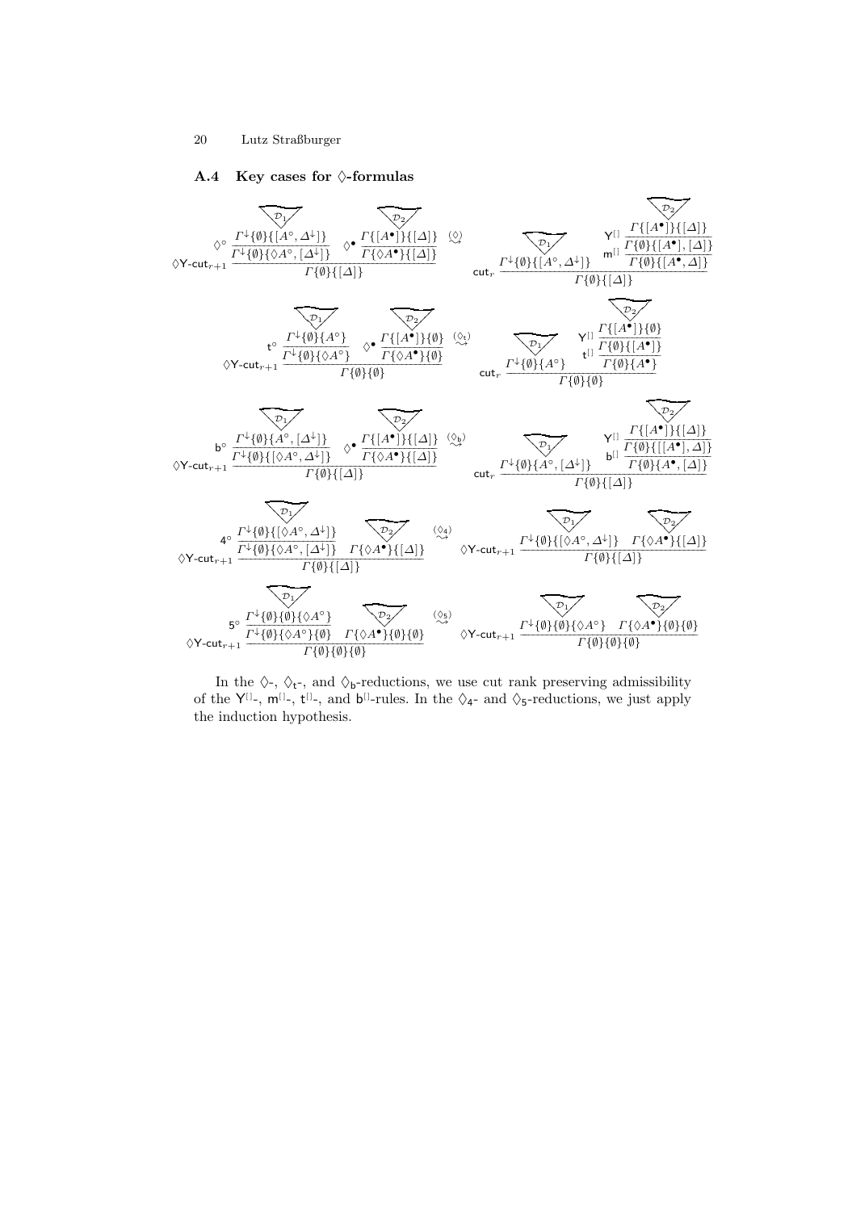### A.4 Key cases for ◊-formulas

$$
\dfrac{\dfrac{\mathcal{D}_1 \quad \Gamma^{\downarrow}\{\emptyset\}\{[A^\circ, \Delta^{\downarrow}]\}}{\Gamma^{\downarrow}\{\emptyset\}\{\Diamond A^\circ, [\Delta^{\downarrow}]\}}\,\Diamond^\circ \quad \dfrac{\mathcal{D}_2 \quad \Gamma\{[A^\bullet]\}\{[\Delta]\}}{\Gamma\{\Diamond A^\bullet\}\{[\Delta]\}}\,\Diamond^\bullet}{\Gamma\{\emptyset\}\{[\Delta]\}}\,\Diamond\mathsf{Y}\text{-}\mathsf{cut}_{r+1}
\quad \overset{(\Diamond)}{\rightsquigarrow} \quad
\dfrac{\mathcal{D}_1 \; \Gamma^{\downarrow}\{\emptyset\}\{[A^\circ, \Delta^{\downarrow}]\} \quad \dfrac{\dfrac{\mathcal{D}_2 \; \Gamma\{[A^\bullet]\}\{[\Delta]\}}{\Gamma\{\emptyset\}\{[A^\bullet], [\Delta]\}}\,\mathsf{Y}^{[]}}{\Gamma\{\emptyset\}\{[A^\bullet, \Delta]\}}\,\mathsf{m}^{[]}}{\Gamma\{\emptyset\}\{[\Delta]\}}\,\mathsf{cut}_r
$$

$$
\dfrac{\dfrac{\mathcal{D}_1 \quad \Gamma^{\downarrow}\{\emptyset\}\{A^\circ\}}{\Gamma^{\downarrow}\{\emptyset\}\{\Diamond A^\circ\}}\,\mathsf{t}^\circ \quad \dfrac{\mathcal{D}_2 \quad \Gamma\{[A^\bullet]\}\{\emptyset\}}{\Gamma\{\Diamond A^\bullet\}\{\emptyset\}}\,\Diamond^\bullet}{\Gamma\{\emptyset\}\{\emptyset\}}\,\Diamond\mathsf{Y}\text{-}\mathsf{cut}_{r+1}
\quad \overset{(\Diamond_{\mathsf{t}})}{\rightsquigarrow} \quad
\dfrac{\mathcal{D}_1 \; \Gamma^{\downarrow}\{\emptyset\}\{A^\circ\} \quad \dfrac{\dfrac{\mathcal{D}_2 \; \Gamma\{[A^\bullet]\}\{\emptyset\}}{\Gamma\{\emptyset\}\{[A^\bullet]\}}\,\mathsf{Y}^{[]}}{\Gamma\{\emptyset\}\{A^\bullet\}}\,\mathsf{t}^{[]}}{\Gamma\{\emptyset\}\{\emptyset\}}\,\mathsf{cut}_r
$$

$$
\dfrac{\dfrac{\mathcal{D}_1 \quad \Gamma^{\downarrow}\{\emptyset\}\{A^\circ, [\Delta^{\downarrow}]\}}{\Gamma^{\downarrow}\{\emptyset\}\{[\Diamond A^\circ, \Delta^{\downarrow}]\}}\,\mathsf{b}^\circ \quad \dfrac{\mathcal{D}_2 \quad \Gamma\{[A^\bullet]\}\{[\Delta]\}}{\Gamma\{\Diamond A^\bullet\}\{[\Delta]\}}\,\Diamond^\bullet}{\Gamma\{\emptyset\}\{[\Delta]\}}\,\Diamond\mathsf{Y}\text{-}\mathsf{cut}_{r+1}
\quad \overset{(\Diamond_{\mathsf{b}})}{\rightsquigarrow} \quad
\dfrac{\mathcal{D}_1 \; \Gamma^{\downarrow}\{\emptyset\}\{A^\circ, [\Delta^{\downarrow}]\} \quad \dfrac{\dfrac{\mathcal{D}_2 \; \Gamma\{[A^\bullet]\}\{[\Delta]\}}{\Gamma\{\emptyset\}\{[[A^\bullet], \Delta]\}}\,\mathsf{Y}^{[]}}{\Gamma\{\emptyset\}\{A^\bullet, [\Delta]\}}\,\mathsf{b}^{[]}}{\Gamma\{\emptyset\}\{[\Delta]\}}\,\mathsf{cut}_r
$$

$$
\dfrac{\dfrac{\mathcal{D}_1 \quad \Gamma^{\downarrow}\{\emptyset\}\{[\Diamond A^\circ, \Delta^{\downarrow}]\}}{\Gamma^{\downarrow}\{\emptyset\}\{\Diamond A^\circ, [\Delta^{\downarrow}]\}}\,\mathsf{4}^\circ \quad \mathcal{D}_2 \; \Gamma\{\Diamond A^\bullet\}\{[\Delta]\}}{\Gamma\{\emptyset\}\{[\Delta]\}}\,\Diamond\mathsf{Y}\text{-}\mathsf{cut}_{r+1}
\quad \overset{(\Diamond_4)}{\rightsquigarrow} \quad
\dfrac{\mathcal{D}_1 \; \Gamma^{\downarrow}\{\emptyset\}\{[\Diamond A^\circ, \Delta^{\downarrow}]\} \quad \mathcal{D}_2 \; \Gamma\{\Diamond A^\bullet\}\{[\Delta]\}}{\Gamma\{\emptyset\}\{[\Delta]\}}\,\Diamond\mathsf{Y}\text{-}\mathsf{cut}_{r+1}
$$

$$
\dfrac{\dfrac{\mathcal{D}_1 \quad \Gamma^{\downarrow}\{\emptyset\}\{\emptyset\}\{\Diamond A^\circ\}}{\Gamma^{\downarrow}\{\emptyset\}\{\Diamond A^\circ\}\{\emptyset\}}\,\mathsf{5}^\circ \quad \mathcal{D}_2 \; \Gamma\{\Diamond A^\bullet\}\{\emptyset\}\{\emptyset\}}{\Gamma\{\emptyset\}\{\emptyset\}\{\emptyset\}}\,\Diamond\mathsf{Y}\text{-}\mathsf{cut}_{r+1}
\quad \overset{(\Diamond_5)}{\rightsquigarrow} \quad
\dfrac{\mathcal{D}_1 \; \Gamma^{\downarrow}\{\emptyset\}\{\emptyset\}\{\Diamond A^\circ\} \quad \mathcal{D}_2 \; \Gamma\{\Diamond A^\bullet\}\{\emptyset\}\{\emptyset\}}{\Gamma\{\emptyset\}\{\emptyset\}\{\emptyset\}}\,\Diamond\mathsf{Y}\text{-}\mathsf{cut}_{r+1}
$$

In the $\Diamond$-, $\Diamond_{\mathsf{t}}$-, and $\Diamond_{\mathsf{b}}$-reductions, we use cut rank preserving admissibility of the $\mathsf{Y}^{[]}$-, $\mathsf{m}^{[]}$-, $\mathsf{t}^{[]}$-, and $\mathsf{b}^{[]}$-rules. In the $\Diamond_4$- and $\Diamond_5$-reductions, we just apply the induction hypothesis.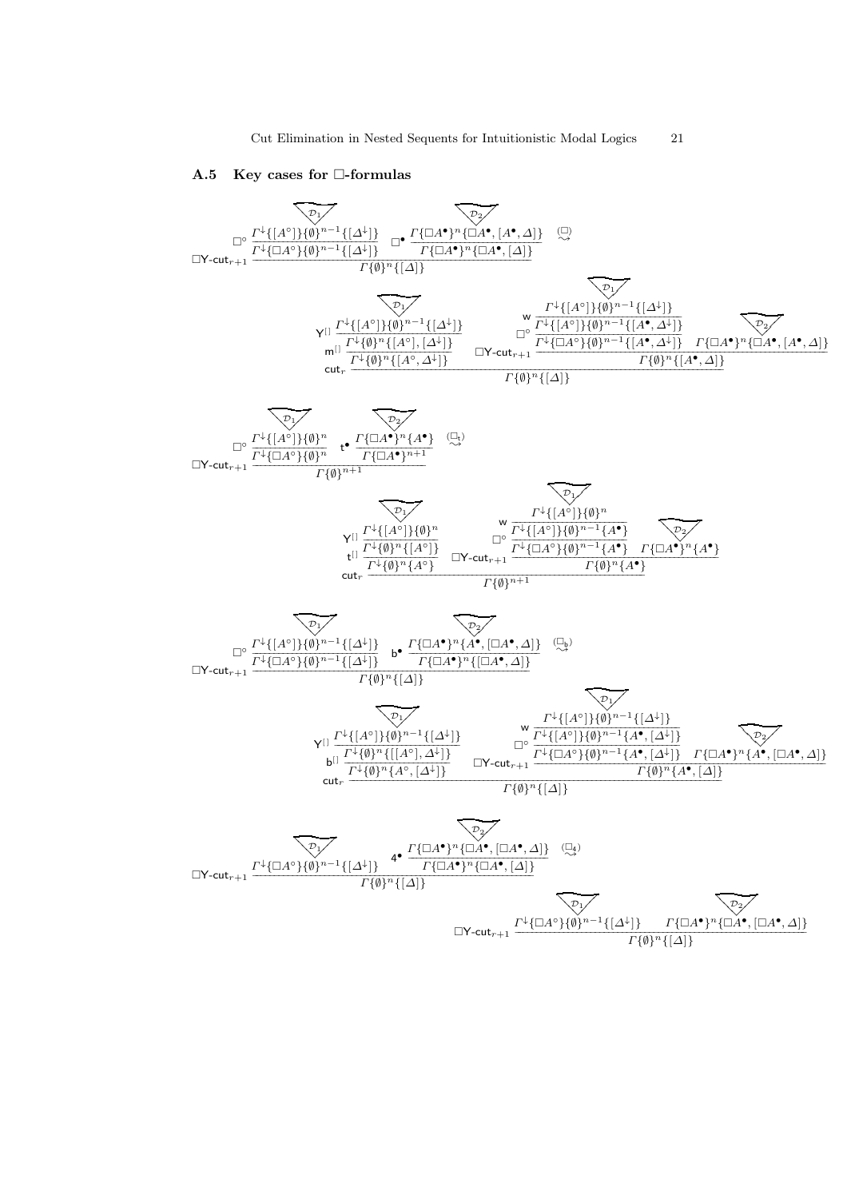### A.5 Key cases for $\Box$-formulas

$$
\dfrac{\dfrac{\overset{\mathcal{D}_1}{\Gamma^{\downarrow}\{[A^{\circ}]\}\{\emptyset\}^{n-1}\{[\Delta^{\downarrow}]\}}}{\Gamma^{\downarrow}\{\Box A^{\circ}\}\{\emptyset\}^{n-1}\{[\Delta^{\downarrow}]\}}\,\Box^{\circ} \qquad \dfrac{\overset{\mathcal{D}_2}{\Gamma\{\Box A^{\bullet}\}^n\{\Box A^{\bullet},[A^{\bullet},\Delta]\}}}{\Gamma\{\Box A^{\bullet}\}^n\{\Box A^{\bullet},[\Delta]\}}\,\Box^{\bullet}}{\Gamma\{\emptyset\}^n\{[\Delta]\}}\,\Box\mathsf{Y}\text{-}\mathsf{cut}_{r+1} \quad \overset{(\Box)}{\rightsquigarrow}
$$

$$
\dfrac{\dfrac{\dfrac{\overset{\mathcal{D}_1}{\Gamma^{\downarrow}\{[A^{\circ}]\}\{\emptyset\}^{n-1}\{[\Delta^{\downarrow}]\}}}{\Gamma^{\downarrow}\{\emptyset\}^n\{[A^{\circ}],[\Delta^{\downarrow}]\}}\,\mathsf{Y}^{[]}}{\Gamma^{\downarrow}\{\emptyset\}^n\{[A^{\circ},\Delta^{\downarrow}]\}}\,\mathsf{m}^{[]} \qquad \dfrac{\dfrac{\dfrac{\overset{\mathcal{D}_1}{\Gamma^{\downarrow}\{[A^{\circ}]\}\{\emptyset\}^{n-1}\{[\Delta^{\downarrow}]\}}}{\Gamma^{\downarrow}\{[A^{\circ}]\}\{\emptyset\}^{n-1}\{[A^{\bullet},\Delta^{\downarrow}]\}}\,\mathsf{w}}{\Gamma^{\downarrow}\{\Box A^{\circ}\}\{\emptyset\}^{n-1}\{[A^{\bullet},\Delta^{\downarrow}]\}}\,\Box^{\circ} \quad \overset{\mathcal{D}_2}{\Gamma\{\Box A^{\bullet}\}^n\{\Box A^{\bullet},[A^{\bullet},\Delta]\}}}{\Gamma\{\emptyset\}^n\{[A^{\bullet},\Delta]\}}\,\Box\mathsf{Y}\text{-}\mathsf{cut}_{r+1}}{\Gamma\{\emptyset\}^n\{[\Delta]\}}\,\mathsf{cut}_r
$$

$$
\dfrac{\dfrac{\overset{\mathcal{D}_1}{\Gamma^{\downarrow}\{[A^{\circ}]\}\{\emptyset\}^{n}}}{\Gamma^{\downarrow}\{\Box A^{\circ}\}\{\emptyset\}^{n}}\,\Box^{\circ} \qquad \dfrac{\overset{\mathcal{D}_2}{\Gamma\{\Box A^{\bullet}\}^n\{A^{\bullet}\}}}{\Gamma\{\Box A^{\bullet}\}^{n+1}}\,\mathsf{t}^{\bullet}}{\Gamma\{\emptyset\}^{n+1}}\,\Box\mathsf{Y}\text{-}\mathsf{cut}_{r+1} \quad \overset{(\Box_{\mathsf{t}})}{\rightsquigarrow}
$$

$$
\dfrac{\dfrac{\dfrac{\overset{\mathcal{D}_1}{\Gamma^{\downarrow}\{[A^{\circ}]\}\{\emptyset\}^{n}}}{\Gamma^{\downarrow}\{\emptyset\}^n\{[A^{\circ}]\}}\,\mathsf{Y}^{[]}}{\Gamma^{\downarrow}\{\emptyset\}^n\{A^{\circ}\}}\,\mathsf{t}^{[]} \qquad \dfrac{\dfrac{\dfrac{\overset{\mathcal{D}_1}{\Gamma^{\downarrow}\{[A^{\circ}]\}\{\emptyset\}^{n}}}{\Gamma^{\downarrow}\{[A^{\circ}]\}\{\emptyset\}^{n-1}\{A^{\bullet}\}}\,\mathsf{w}}{\Gamma^{\downarrow}\{\Box A^{\circ}\}\{\emptyset\}^{n-1}\{A^{\bullet}\}}\,\Box^{\circ} \quad \overset{\mathcal{D}_2}{\Gamma\{\Box A^{\bullet}\}^n\{A^{\bullet}\}}}{\Gamma\{\emptyset\}^n\{A^{\bullet}\}}\,\Box\mathsf{Y}\text{-}\mathsf{cut}_{r+1}}{\Gamma\{\emptyset\}^{n+1}}\,\mathsf{cut}_r
$$

$$
\dfrac{\dfrac{\overset{\mathcal{D}_1}{\Gamma^{\downarrow}\{[A^{\circ}]\}\{\emptyset\}^{n-1}\{[\Delta^{\downarrow}]\}}}{\Gamma^{\downarrow}\{\Box A^{\circ}\}\{\emptyset\}^{n-1}\{[\Delta^{\downarrow}]\}}\,\Box^{\circ} \qquad \dfrac{\overset{\mathcal{D}_2}{\Gamma\{\Box A^{\bullet}\}^n\{A^{\bullet},[\Box A^{\bullet},\Delta]\}}}{\Gamma\{\Box A^{\bullet}\}^n\{[\Box A^{\bullet},\Delta]\}}\,\mathsf{b}^{\bullet}}{\Gamma\{\emptyset\}^n\{[\Delta]\}}\,\Box\mathsf{Y}\text{-}\mathsf{cut}_{r+1} \quad \overset{(\Box_{\mathsf{b}})}{\rightsquigarrow}
$$

$$
\dfrac{\dfrac{\dfrac{\overset{\mathcal{D}_1}{\Gamma^{\downarrow}\{[A^{\circ}]\}\{\emptyset\}^{n-1}\{[\Delta^{\downarrow}]\}}}{\Gamma^{\downarrow}\{\emptyset\}^n\{[[A^{\circ}],\Delta^{\downarrow}]\}}\,\mathsf{Y}^{[]}}{\Gamma^{\downarrow}\{\emptyset\}^n\{A^{\circ},[\Delta^{\downarrow}]\}}\,\mathsf{b}^{[]} \qquad \dfrac{\dfrac{\dfrac{\overset{\mathcal{D}_1}{\Gamma^{\downarrow}\{[A^{\circ}]\}\{\emptyset\}^{n-1}\{[\Delta^{\downarrow}]\}}}{\Gamma^{\downarrow}\{[A^{\circ}]\}\{\emptyset\}^{n-1}\{A^{\bullet},[\Delta^{\downarrow}]\}}\,\mathsf{w}}{\Gamma^{\downarrow}\{\Box A^{\circ}\}\{\emptyset\}^{n-1}\{A^{\bullet},[\Delta^{\downarrow}]\}}\,\Box^{\circ} \quad \overset{\mathcal{D}_2}{\Gamma\{\Box A^{\bullet}\}^n\{A^{\bullet},[\Box A^{\bullet},\Delta]\}}}{\Gamma\{\emptyset\}^n\{A^{\bullet},[\Delta]\}}\,\Box\mathsf{Y}\text{-}\mathsf{cut}_{r+1}}{\Gamma\{\emptyset\}^n\{[\Delta]\}}\,\mathsf{cut}_r
$$

$$
\dfrac{\overset{\mathcal{D}_1}{\Gamma^{\downarrow}\{\Box A^{\circ}\}\{\emptyset\}^{n-1}\{[\Delta^{\downarrow}]\}} \qquad \dfrac{\overset{\mathcal{D}_2}{\Gamma\{\Box A^{\bullet}\}^n\{\Box A^{\bullet},[\Box A^{\bullet},\Delta]\}}}{\Gamma\{\Box A^{\bullet}\}^n\{\Box A^{\bullet},[\Delta]\}}\,\mathsf{4}^{\bullet}}{\Gamma\{\emptyset\}^n\{[\Delta]\}}\,\Box\mathsf{Y}\text{-}\mathsf{cut}_{r+1} \quad \overset{(\Box_{4})}{\rightsquigarrow}
$$

$$
\dfrac{\overset{\mathcal{D}_1}{\Gamma^{\downarrow}\{\Box A^{\circ}\}\{\emptyset\}^{n-1}\{[\Delta^{\downarrow}]\}} \qquad \overset{\mathcal{D}_2}{\Gamma\{\Box A^{\bullet}\}^n\{\Box A^{\bullet},[\Box A^{\bullet},\Delta]\}}}{\Gamma\{\emptyset\}^n\{[\Delta]\}}\,\Box\mathsf{Y}\text{-}\mathsf{cut}_{r+1}
$$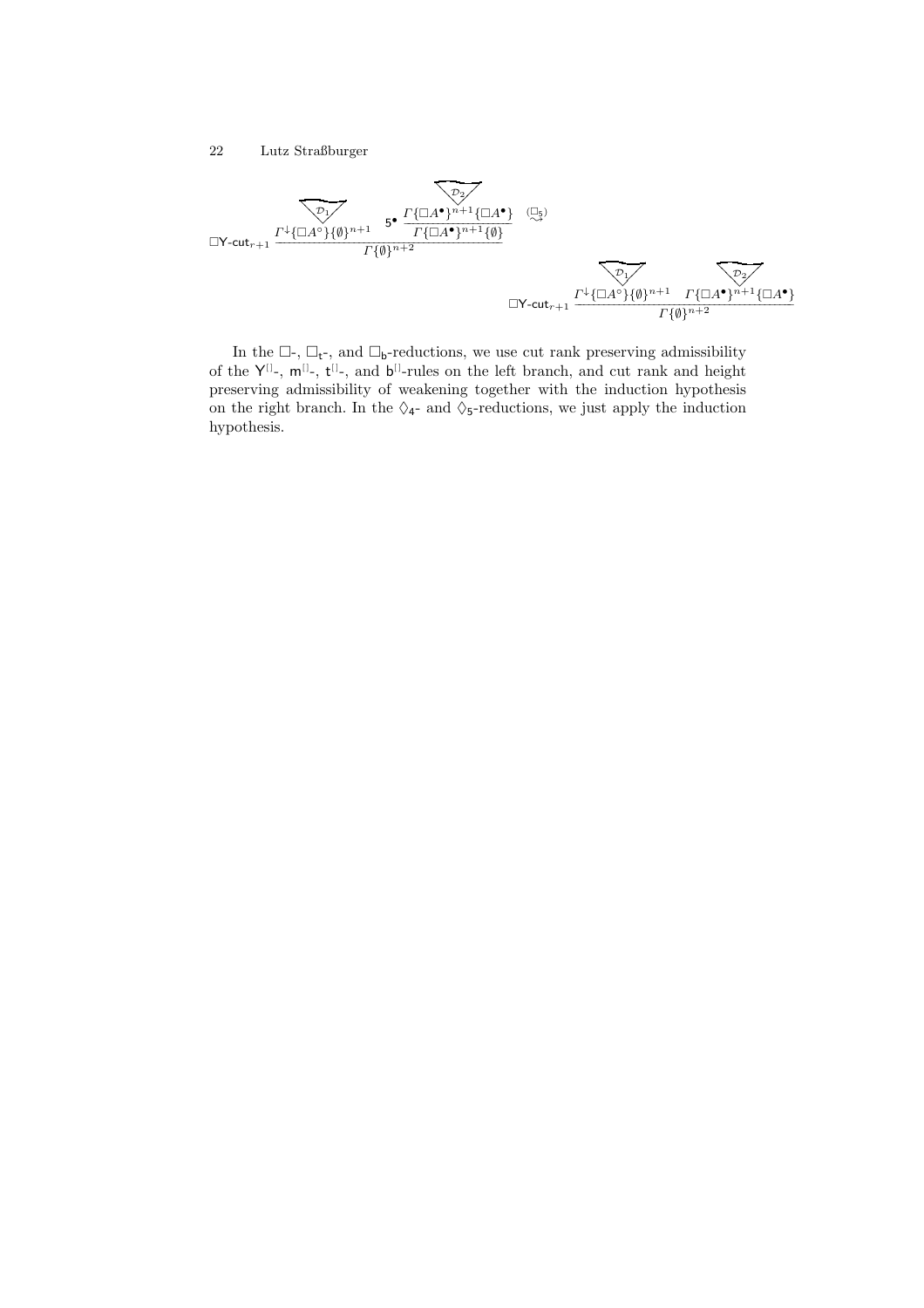$$
\Box\mathsf{Y}\text{-}\mathsf{cut}_{r+1}\ \dfrac{\overset{\mathcal{D}_1}{\Gamma^{\downarrow}\{\Box A^{\circ}\}\{\emptyset\}^{n+1}} \qquad \mathsf{5}^{\bullet}\ \dfrac{\overset{\mathcal{D}_2}{\Gamma\{\Box A^{\bullet}\}^{n+1}\{\Box A^{\bullet}\}}}{\Gamma\{\Box A^{\bullet}\}^{n+1}\{\emptyset\}}}{\Gamma\{\emptyset\}^{n+2}} \quad \overset{(\Box_5)}{\leadsto}
$$

$$
\Box\mathsf{Y}\text{-}\mathsf{cut}_{r+1}\ \dfrac{\overset{\mathcal{D}_1}{\Gamma^{\downarrow}\{\Box A^{\circ}\}\{\emptyset\}^{n+1}} \qquad \overset{\mathcal{D}_2}{\Gamma\{\Box A^{\bullet}\}^{n+1}\{\Box A^{\bullet}\}}}{\Gamma\{\emptyset\}^{n+2}}
$$

In the $\Box$-, $\Box_{\mathsf{t}}$-, and $\Box_{\mathsf{b}}$-reductions, we use cut rank preserving admissibility of the $\mathsf{Y}^{[]}$-, $\mathsf{m}^{[]}$-, $\mathsf{t}^{[]}$-, and $\mathsf{b}^{[]}$-rules on the left branch, and cut rank and height preserving admissibility of weakening together with the induction hypothesis on the right branch. In the $\Diamond_4$- and $\Diamond_5$-reductions, we just apply the induction hypothesis.